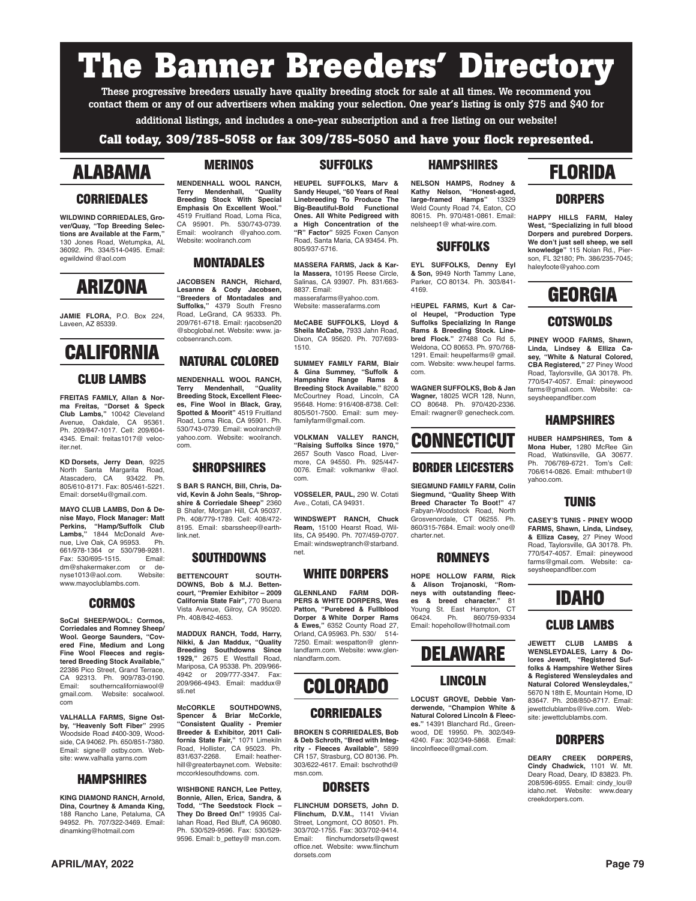# The Banner Breeders' Directory

**These progressive breeders usually have quality breeding stock for sale at all times. We recommend you contact them or any of our advertisers when making your selection. One year's listing is only $75 and $40 for additional listings, and includes a one-year subscription and a free listing on our website!**

**Call today, 309/785-5058 or fax 309/785-5050 and have your flock represented.**

## ALABAMA

### CORRIEDALES

**WILDWIND CORRIEDALES, Grover/Quay, "Top Breeding Selections are Available at the Farm,"** 130 Jones Road, Wetumpka, AL 36092. Ph. 334/514-0495. Email: egwildwind @aol.com

## ARIZONA

**JAMIE FLORA,** P.O. Box 224, Laveen, AZ 85339.

## CALIFORNIA

### CLUB LAMBS

**FREITAS FAMILY, Allan & Norma Freitas, "Dorset & Speck Club Lambs,"** 10042 Cleveland Avenue, Oakdale, CA 95361. Ph. 209/847-1017. Cell: 209/604-4345. Email: freitas1017@ velociter.net.

**KD Dorsets, Jerry Dean**, 9225 North Santa Margarita Road, Atascadero, CA 93422. Ph. 805/610-8171. Fax: 805/461-5221. Email: dorset4u@gmail.com.

**MAYO CLUB LAMBS, Don & Denise Mayo, Flock Manager: Matt Perkins, "Hamp/Suffolk Club Lambs,"** 1844 McDonald Avenue, Live Oak, CA 95953. Ph. 661/978-1364 or 530/798-9281. Fax: 530/695-1515. Email: dm@shakermaker.com or denyse1013@aol.com. Website: www.mayoclublambs.com.

### CORMOS

**SoCal SHEEP/WOOL: Cormos, Corriedales and Romney Sheep/Wool. George Saunders, "Covered Fine, Medium and Long Fine Wool Fleeces and registered Breeding Stock Available,"** 22386 Pico Street, Grand Terrace, CA 92313. Ph. 909/783-0190. Email: southerncaliforniawool@ gmail.com. Website: socalwool. com

**VALHALLA FARMS, Signe Ostby, "Heavenly Soft Fiber"** 2995 Woodside Road #400-309, Woodside, CA 94062. Ph. 650/851-7380. Email: signe@ ostby.com. Website: www.valhalla yarns.com

### HAMPSHIRES

**KING DIAMOND RANCH, Arnold, Dina, Courtney & Amanda King,** 188 Rancho Lane, Petaluma, CA 94952. Ph. 707/322-3469. Email: dinamking@hotmail.com

### MERINOS

**MENDENHALL WOOL RANCH, Terry Mendenhall, "Quality Breeding Stock With Special Emphasis On Excellent Wool."** 4519 Fruitland Road, Loma Rica, CA 95901. Ph. 530/743-0739. Email: woolranch @yahoo.com. Website: woolranch.com

### MONTADALES

**JACOBSEN RANCH, Richard, Lesanne & Cody Jacobsen, "Breeders of Montadales and Suffolks,"** 4379 South Fresno Road, LeGrand, CA 95333. Ph. 209/761-6718. Email: rjacobsen20 @sbcglobal.net. Website: www. jacobsenranch.com.

### NATURAL COLORED

**MENDENHALL WOOL RANCH, Terry Mendenhall, "Quality Breeding Stock, Excellent Fleeces, Fine Wool in Black, Gray, Spotted & Moorit"** 4519 Fruitland Road, Loma Rica, CA 95901. Ph. 530/743-0739. Email: woolranch@ yahoo.com. Website: woolranch. com.

### SHROPSHIRES

**S BAR S RANCH, Bill, Chris, David, Kevin & John Seals, "Shropshire & Corriedale Sheep"** 2360 B Shafer, Morgan Hill, CA 95037. Ph. 408/779-1789. Cell: 408/472-8195. Email: sbarssheep@earthlink.net.

### SOUTHDOWNS

**BETTENCOURT SOUTHDOWNS, Bob & M.J. Bettencourt, "Premier Exhibitor – 2009 California State Fair",** 770 Buena Vista Avenue, Gilroy, CA 95020. Ph. 408/842-4653.

**MADDUX RANCH, Todd, Harry, Nikki, & Jan Maddux, "Quality Breeding Southdowns Since 1929,"** 2675 E Westfall Road, Mariposa, CA 95338. Ph. 209/966-4942 or 209/777-3347. Fax: 209/966-4943. Email: maddux@ sti.net

**McCORKLE SOUTHDOWNS, Spencer & Briar McCorkle, "Consistent Quality - Premier Breeder & Exhibitor, 2011 California State Fair,"** 1071 Limekiln Road, Hollister, CA 95023. Ph. 831/637-2268. Email: heatherhill@greaterbaynet.com. Website: mccorklesouthdowns. com.

**WISHBONE RANCH, Lee Pettey, Bonnie, Allen, Erica, Sandra, & Todd, "The Seedstock Flock – They Do Breed On!"** 19935 Callahan Road, Red Bluff, CA 96080. Ph. 530/529-9596. Fax: 530/529-9596. Email: b_pettey@ msn.com.

### SUFFOLKS

**HEUPEL SUFFOLKS, Marv & Sandy Heupel, "60 Years of Real Linebreeding To Produce The Big-Beautiful-Bold Functional Ones. All White Pedigreed with a High Concentration of the "R" Factor"** 5925 Foxen Canyon Road, Santa Maria, CA 93454. Ph. 805/937-5716.

**MASSERA FARMS, Jack & Karla Massera,** 10195 Reese Circle, Salinas, CA 93907. Ph. 831/663-8837. Email: masserafarms@yahoo.com. Website: masserafarms.com

**McCABE SUFFOLKS, Lloyd & Sheila McCabe,** 7933 Jahn Road, Dixon, CA 95620. Ph. 707/693-1510.

**SUMMEY FAMILY FARM, Blair & Gina Summey, "Suffolk & Hampshire Range Rams & Breeding Stock Available."** 8200 McCourtney Road, Lincoln, CA 95648. Home: 916/408-8738. Cell: 805/501-7500. Email: sum meyfamilyfarm@gmail.com.

**VOLKMAN VALLEY RANCH, "Raising Suffolks Since 1970,"** 2657 South Vasco Road, Livermore, CA 94550. Ph. 925/447-0076. Email: volkmankw @aol. com.

**VOSSELER, PAUL,** 290 W. Cotati Ave., Cotati, CA 94931.

**WINDSWEPT RANCH, Chuck Ream,** 15100 Hearst Road, Willits, CA 95490. Ph. 707/459-0707. Email: windsweptranch@starband. net.

### WHITE DORPERS

**GLENNLAND FARM DORPERS & WHITE DORPERS, Wes Patton, "Purebred & Fullblood Dorper & White Dorper Rams & Ewes,"** 6352 County Road 27, Orland, CA 95963. Ph. 530/ 514-7250. Email: wespatton@ glennlandfarm.com. Website: www.glennlandfarm.com.

## COLORADO

### CORRIEDALES

**BROKEN S CORRIEDALES, Bob & Deb Schroth, "Bred with Integrity - Fleeces Available",** 5899 CR 157, Strasburg, CO 80136. Ph. 303/622-4617. Email: bschrothd@ msn.com.

### DORSETS

**FLINCHUM DORSETS, John D. Flinchum, D.V.M.,** 1141 Vivian Street, Longmont, CO 80501. Ph. 303/702-1755. Fax: 303/702-9414. Email: flinchumdorsets@qwest office.net. Website: www.flinchum dorsets.com

### HAMPSHIRES

**NELSON HAMPS, Rodney & Kathy Nelson, "Honest-aged, large-framed Hamps"** 13329 Weld County Road 74, Eaton, CO 80615. Ph. 970/481-0861. Email: nelsheep1@ what-wire.com.

### SUFFOLKS

**EYL SUFFOLKS, Denny Eyl & Son,** 9949 North Tammy Lane, Parker, CO 80134. Ph. 303/841-4169.

**HEUPEL FARMS, Kurt & Carol Heupel, "Production Type Suffolks Specializing In Range Rams & Breeding Stock. Linebred Flock."** 27488 Co Rd 5, Weldona, CO 80653. Ph. 970/768-1291. Email: heupelfarms@ gmail. com. Website: www.heupel farms. com.

**WAGNER SUFFOLKS, Bob & Jan Wagner,** 18025 WCR 128, Nunn, CO 80648. Ph. 970/420-2336. Email: rwagner@ genecheck.com.

## CONNECTICUT

### BORDER LEICESTERS

**SIEGMUND FAMILY FARM, Colin Siegmund, "Quality Sheep With Breed Character To Boot!"** 47 Fabyan-Woodstock Road, North Grosvenordale, CT 06255. Ph. 860/315-7684. Email: wooly one@ charter.net.

### ROMNEYS

**HOPE HOLLOW FARM, Rick & Alison Trojanoski, "Romneys with outstanding fleeces & breed character."** 81 Young St. East Hampton, CT 06424. Ph. 860/759-9334 Email: hopehollow@hotmail.com

## DELAWARE

### LINCOLN

**LOCUST GROVE, Debbie Vanderwende, "Champion White & Natural Colored Lincoln & Fleeces."** 14391 Blanchard Rd., Greenwood, DE 19950. Ph. 302/349-4240. Fax: 302/349-5868. Email: lincolnfleece@gmail.com.

## FLORIDA

### DORPERS

**HAPPY HILLS FARM, Haley West, "Specializing in full blood Dorpers and purebred Dorpers. We don't just sell sheep, we sell knowledge"** 115 Nolan Rd., Pierson, FL 32180; Ph. 386/235-7045; haleyfoote@yahoo.com

## GEORGIA

### COTSWOLDS

**PINEY WOOD FARMS, Shawn, Linda, Lindsey & Elliza Casey, "White & Natural Colored, CBA Registered,"** 27 Piney Wood Road, Taylorsville, GA 30178. Ph. 770/547-4057. Email: pineywood farms@gmail.com. Website: caseysheepandfiber.com

### HAMPSHIRES

**HUBER HAMPSHIRES, Tom & Mona Huber,** 1280 McRee Gin Road, Watkinsville, GA 30677. Ph. 706/769-6721. Tom's Cell: 706/614-0826. Email: mthuber1@ yahoo.com.

### TUNIS

**CASEY'S TUNIS - PINEY WOOD FARMS, Shawn, Linda, Lindsey, & Elliza Casey,** 27 Piney Wood Road, Taylorsville, GA 30178. Ph. 770/547-4057. Email: pineywood farms@gmail.com. Website: caseysheepandfiber.com

## IDAHO

### CLUB LAMBS

**JEWETT CLUB LAMBS & WENSLEYDALES, Larry & Dolores Jewett, "Registered Suffolks & Hampshire Wether Sires & Registered Wensleydales and Natural Colored Wensleydales,"** 5670 N 18th E, Mountain Home, ID 83647. Ph. 208/850-8717. Email: jewettclublambs@live.com. Website: jewettclublambs.com.

### DORPERS

**DEARY CREEK DORPERS, Cindy Chadwick,** 1101 W. Mt. Deary Road, Deary, ID 83823. Ph. 208/596-6955. Email: cindy_lou@ idaho.net. Website: www.deary creekdorpers.com.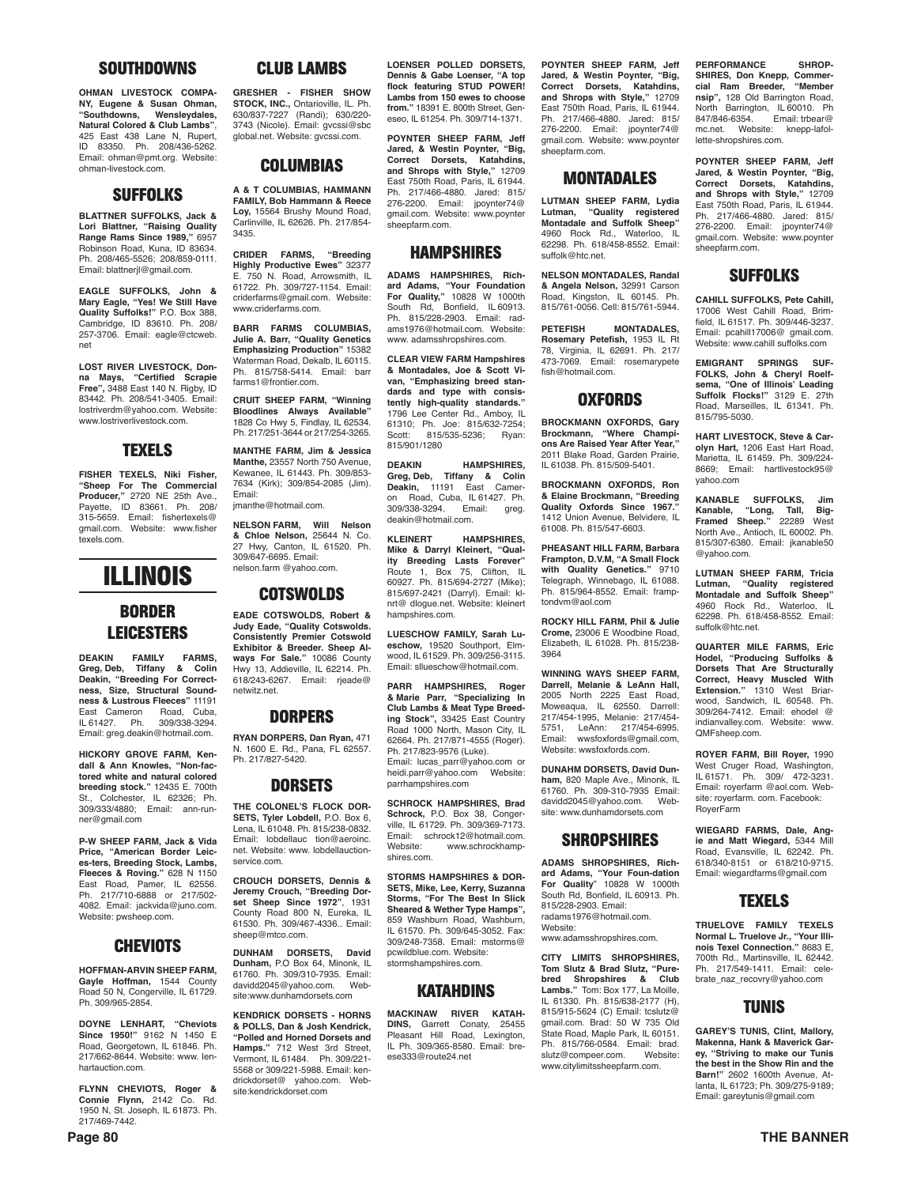## SOUTHDOWNS

**OHMAN LIVESTOCK COMPANY, Eugene & Susan Ohman, "Southdowns, Wensleydales, Natural Colored & Club Lambs"**, 425 East 438 Lane N, Rupert, ID 83350. Ph. 208/436-5262. Email: ohman@pmt.org. Website: ohman-livestock.com.

## SUFFOLKS

**BLATTNER SUFFOLKS, Jack & Lori Blattner, "Raising Quality Range Rams Since 1989,"** 6957 Robinson Road, Kuna, ID 83634. Ph. 208/465-5526; 208/859-0111. Email: blattnerjl@gmail.com.

**EAGLE SUFFOLKS, John & Mary Eagle, "Yes! We Still Have Quality Suffolks!"** P.O. Box 388, Cambridge, ID 83610. Ph. 208/257-3706. Email: eagle@ctcweb.net

**LOST RIVER LIVESTOCK, Donna Mays, "Certified Scrapie Free",** 3488 East 140 N. Rigby, ID 83442. Ph. 208/541-3405. Email: lostriverdm@yahoo.com. Website: www.lostriverlivestock.com.

## TEXELS

**FISHER TEXELS, Niki Fisher, "Sheep For The Commercial Producer,"** 2720 NE 25th Ave., Payette, ID 83661. Ph. 208/315-5659. Email: fishertexels@gmail.com. Website: www.fishertexels.com.

# ILLINOIS

## BORDER LEICESTERS

**DEAKIN FAMILY FARMS, Greg, Deb, Tiffany & Colin Deakin, "Breeding For Correctness, Size, Structural Soundness & Lustrous Fleeces"** 11191 East Cameron Road, Cuba, IL 61427. Ph. 309/338-3294. Email: greg.deakin@hotmail.com.

**HICKORY GROVE FARM, Kendall & Ann Knowles, "Non-factored white and natural colored breeding stock."** 12435 E. 700th St., Colchester, IL 62326; Ph. 309/333/4880; Email: ann-runner@gmail.com

**P-W SHEEP FARM, Jack & Vida Price, "American Border Leices-ters, Breeding Stock, Lambs, Fleeces & Roving."** 628 N 1150 East Road, Pamer, IL 62556. Ph. 217/710-6888 or 217/502-4082. Email: jackvida@juno.com. Website: pwsheep.com.

## CHEVIOTS

**HOFFMAN-ARVIN SHEEP FARM, Gayle Hoffman,** 1544 County Road 50 N, Congerville, IL 61729. Ph. 309/965-2854.

**DOYNE LENHART, "Cheviots Since 1950!"** 9162 N 1450 E Road, Georgetown, IL 61846. Ph. 217/662-8644. Website: www. lenhartauction.com.

**FLYNN CHEVIOTS, Roger & Connie Flynn,** 2142 Co. Rd. 1950 N, St. Joseph, IL 61873. Ph. 217/469-7442.

## CLUB LAMBS

**GRESHER - FISHER SHOW STOCK, INC.,** Ontarioville, IL. Ph. 630/837-7227 (Randi); 630/220-3743 (Nicole). Email: gvcssi@sbcglobal.net. Website: gvcssi.com.

## COLUMBIAS

**A & T COLUMBIAS, HAMMANN FAMILY, Bob Hammann & Reece Loy,** 15564 Brushy Mound Road, Carlinville, IL 62626. Ph. 217/854-3435.

**CRIDER FARMS, "Breeding Highly Productive Ewes"** 32377 E. 750 N. Road, Arrowsmith, IL 61722. Ph. 309/727-1154. Email: criderfarms@gmail.com. Website: www.criderfarms.com.

**BARR FARMS COLUMBIAS, Julie A. Barr, "Quality Genetics Emphasizing Production"** 15382 Waterman Road, Dekalb, IL 60115. Ph. 815/758-5414. Email: barrfarms1@frontier.com.

**CRUIT SHEEP FARM, "Winning Bloodlines Always Available"** 1828 Co Hwy 5, Findlay, IL 62534. Ph. 217/251-3644 or 217/254-3265.

**MANTHE FARM, Jim & Jessica Manthe,** 23557 North 750 Avenue, Kewanee, IL 61443. Ph. 309/853-7634 (Kirk); 309/854-2085 (Jim). Email: jmanthe@hotmail.com.

**NELSON FARM, Will Nelson & Chloe Nelson,** 25644 N. Co. 27 Hwy, Canton, IL 61520. Ph. 309/647-6695. Email: nelson.farm @yahoo.com.

## COTSWOLDS

**EADE COTSWOLDS, Robert & Judy Eade, "Quality Cotswolds. Consistently Premier Cotswold Exhibitor & Breeder. Sheep Always For Sale."** 10086 County Hwy 13, Addieville, IL 62214. Ph. 618/243-6267. Email: rjeade@netwitz.net.

## DORPERS

**RYAN DORPERS, Dan Ryan,** 471 N. 1600 E. Rd., Pana, FL 62557. Ph. 217/827-5420.

## DORSETS

**THE COLONEL'S FLOCK DORSETS, Tyler Lobdell,** P.O. Box 6, Lena, IL 61048. Ph. 815/238-0832. Email: lobdellauc tion@aeroinc. net. Website: www. lobdellauction-service.com.

**CROUCH DORSETS, Dennis & Jeremy Crouch, "Breeding Dorset Sheep Since 1972",** 1931 County Road 800 N, Eureka, IL 61530. Ph. 309/467-4336.. Email: sheep@mtco.com.

**DUNHAM DORSETS, David Dunham,** P.O Box 64, Minonk, IL 61760. Ph. 309/310-7935. Email: davidd2045@yahoo.com. Website:www.dunhamdorsets.com

**KENDRICK DORSETS - HORNS & POLLS, Dan & Josh Kendrick, "Polled and Horned Dorsets and Hamps."** 712 West 3rd Street, Vermont, IL 61484. Ph. 309/221-5568 or 309/221-5988. Email: kendrickdorset@ yahoo.com. Website:kendrickdorset.com

**LOENSER POLLED DORSETS, Dennis & Gabe Loenser, "A top flock featuring STUD POWER! Lambs from 150 ewes to choose from."** 18391 E. 800th Street, Geneseo, IL 61254. Ph. 309/714-1371.

**POYNTER SHEEP FARM, Jeff Jared, & Westin Poynter, "Big, Correct Dorsets, Katahdins, and Shrops with Style,"** 12709 East 750th Road, Paris, IL 61944. Ph. 217/466-4880. Jared: 815/276-2200. Email: jpoynter74@gmail.com. Website: www.poyntersheepfarm.com.

## HAMPSHIRES

**ADAMS HAMPSHIRES, Richard Adams, "Your Foundation For Quality,"** 10828 W 1000th South Rd, Bonfield, IL 60913. Ph. 815/228-2903. Email: radams1976@hotmail.com. Website: www. adamsshropshires.com.

**CLEAR VIEW FARM Hampshires & Montadales, Joe & Scott Vivan, "Emphasizing breed standards and type with consistently high-quality standards."** 1796 Lee Center Rd., Amboy, IL 61310; Ph. Joe: 815/632-7254; Scott: 815/535-5236; Ryan: 815/901/1280

**DEAKIN HAMPSHIRES, Greg, Deb, Tiffany & Colin Deakin,** 11191 East Cameron Road, Cuba, IL 61427. Ph. 309/338-3294. Email: greg.deakin@hotmail.com.

**KLEINERT HAMPSHIRES, Mike & Darryl Kleinert, "Quality Breeding Lasts Forever"** Route 1, Box 75, Clifton, IL 60927. Ph. 815/694-2727 (Mike); 815/697-2421 (Darryl). Email: klnrt@ dlogue.net. Website: kleinerthampshires.com.

**LUESCHOW FAMILY, Sarah Lueschow,** 19520 Southport, Elmwood, IL 61529. Ph. 309/256-3115. Email: slueschow@hotmail.com.

**PARR HAMPSHIRES, Roger & Marie Parr, "Specializing In Club Lambs & Meat Type Breeding Stock",** 33425 East Country Road 1000 North, Mason City, IL 62664. Ph. 217/871-4555 (Roger). Ph. 217/823-9576 (Luke). Email: lucas_parr@yahoo.com or heidi.parr@yahoo.com Website: parrhampshires.com

**SCHROCK HAMPSHIRES, Brad Schrock,** P.O. Box 38, Congerville, IL 61729. Ph. 309/369-7173. Email: schrock12@hotmail.com. Website: www.schrockhampshires.com.

**STORMS HAMPSHIRES & DORSETS, Mike, Lee, Kerry, Suzanna Storms, "For The Best In Slick Sheared & Wether Type Hamps",** 859 Washburn Road, Washburn, IL 61570. Ph. 309/645-3052. Fax: 309/248-7358. Email: mstorms@pcwildblue.com. Website: stormshampshires.com.

## KATAHDINS

**MACKINAW RIVER KATAHDINS,** Garrett Conaty, 25455 Pleasant Hill Road, Lexington, IL Ph. 309/365-8580. Email: breese333@route24.net

**POYNTER SHEEP FARM, Jeff Jared, & Westin Poynter, "Big, Correct Dorsets, Katahdins, and Shrops with Style,"** 12709 East 750th Road, Paris, IL 61944. Ph. 217/466-4880. Jared: 815/276-2200. Email: jpoynter74@gmail.com. Website: www.poyntersheepfarm.com.

## MONTADALES

**LUTMAN SHEEP FARM, Lydia Lutman, "Quality registered Montadale and Suffolk Sheep"** 4960 Rock Rd., Waterloo, IL 62298. Ph. 618/458-8552. Email: suffolk@htc.net.

**NELSON MONTADALES, Randal & Angela Nelson,** 32991 Carson Road, Kingston, IL 60145. Ph. 815/761-0056. Cell: 815/761-5944.

**PETEFISH MONTADALES, Rosemary Petefish,** 1953 IL Rt 78, Virginia, IL 62691. Ph. 217/473-7069. Email: rosemarypetefish@hotmail.com.

## OXFORDS

**BROCKMANN OXFORDS, Gary Brockmann, "Where Champions Are Raised Year After Year,"** 2011 Blake Road, Garden Prairie, IL 61038. Ph. 815/509-5401.

**BROCKMANN OXFORDS, Ron & Elaine Brockmann, "Breeding Quality Oxfords Since 1967."** 1412 Union Avenue, Belvidere, IL 61008. Ph. 815/547-6603.

**PHEASANT HILL FARM, Barbara Frampton, D.V.M, "A Small Flock with Quality Genetics."** 9710 Telegraph, Winnebago, IL 61088. Ph. 815/964-8552. Email: framptondvm@aol.com

**ROCKY HILL FARM, Phil & Julie Crome,** 23006 E Woodbine Road, Elizabeth, IL 61028. Ph. 815/238-3964

**WINNING WAYS SHEEP FARM, Darrell, Melanie & LeAnn Hall,** 2005 North 2225 East Road, Moweaqua, IL 62550. Darrell: 217/454-1995, Melanie: 217/454-5751, LeAnn: 217/454-6995. Email: wwsfoxfords@gmail.com, Website: wwsfoxfords.com.

**DUNAHM DORSETS, David Dunham,** 820 Maple Ave., Minonk, IL 61760. Ph. 309-310-7935 Email: davidd2045@yahoo.com. Website: www.dunhamdorsets.com

## SHROPSHIRES

**ADAMS SHROPSHIRES, Richard Adams, "Your Foun-dation For Quality"** 10828 W 1000th South Rd, Bonfield, IL 60913. Ph. 815/228-2903. Email: radams1976@hotmail.com. Website: www.adamsshropshires.com.

**CITY LIMITS SHROPSHIRES, Tom Slutz & Brad Slutz, "Purebred Shropshires & Club Lambs."** Tom: Box 177, La Moille, IL 61330. Ph. 815/638-2177 (H), 815/915-5624 (C) Email: tcslutz@gmail.com. Brad: 50 W 735 Old State Road, Maple Park, IL 60151. Ph. 815/766-0584. Email: brad.slutz@compeer.com. Website: www.citylimitssheepfarm.com.

**PERFORMANCE SHROPSHIRES, Don Knepp, Commercial Ram Breeder, "Member nsip",** 128 Old Barrington Road, North Barrington, IL 60010. Ph 847/846-6354. Email: trbear@mc.net. Website: knepp-lafollette-shropshires.com.

**POYNTER SHEEP FARM, Jeff Jared, & Westin Poynter, "Big, Correct Dorsets, Katahdins, and Shrops with Style,"** 12709 East 750th Road, Paris, IL 61944. Ph. 217/466-4880. Jared: 815/276-2200. Email: jpoynter74@gmail.com. Website: www.poyntersheepfarm.com.

## SUFFOLKS

**CAHILL SUFFOLKS, Pete Cahill,** 17006 West Cahill Road, Brimfield, IL 61517. Ph. 309/446-3237. Email: pcahill17006@ gmail.com. Website: www.cahill suffolks.com

**EMIGRANT SPRINGS SUFFOLKS, John & Cheryl Roelfsema, "One of Illinois' Leading Suffolk Flocks!"** 3129 E. 27th Road, Marseilles, IL 61341. Ph. 815/795-5030.

**HART LIVESTOCK, Steve & Carolyn Hart,** 1206 East Hart Road, Marietta, IL 61459. Ph. 309/224-8669; Email: hartlivestock95@yahoo.com

**KANABLE SUFFOLKS, Jim Kanable, "Long, Tall, Big-Framed Sheep."** 22289 West North Ave., Antioch, IL 60002. Ph. 815/307-6380. Email: jkanable50@yahoo.com.

**LUTMAN SHEEP FARM, Tricia Lutman, "Quality registered Montadale and Suffolk Sheep"** 4960 Rock Rd., Waterloo, IL 62298. Ph. 618/458-8552. Email: suffolk@htc.net.

**QUARTER MILE FARMS, Eric Hodel, "Producing Suffolks & Dorsets That Are Structurally Correct, Heavy Muscled With Extension."** 1310 West Briarwood, Sandwich, IL 60548. Ph. 309/264-7412. Email: ehodel @indianvalley.com. Website: www.QMFsheep.com.

**ROYER FARM, Bill Royer,** 1990 West Cruger Road, Washington, IL 61571. Ph. 309/ 472-3231. Email: royerfarm @aol.com. Website: royerfarm. com. Facebook: RoyerFarm

**WIEGARD FARMS, Dale, Angie and Matt Wiegard,** 5344 Mill Road, Evansville, IL 62242. Ph. 618/340-8151 or 618/210-9715. Email: wiegardfarms@gmail.com

## TEXELS

**TRUELOVE FAMILY TEXELS Normal L. Truelove Jr., "Your Illinois Texel Connection."** 8683 E, 700th Rd., Martinsville, IL 62442. Ph. 217/549-1411. Email: celebrate_naz_recovry@yahoo.com

## TUNIS

**GAREY'S TUNIS, Clint, Mallory, Makenna, Hank & Maverick Garey, "Striving to make our Tunis the best in the Show Rin and the Barn!"** 2602 1600th Avenue, Atlanta, IL 61723; Ph. 309/275-9189; Email: gareytunis@gmail.com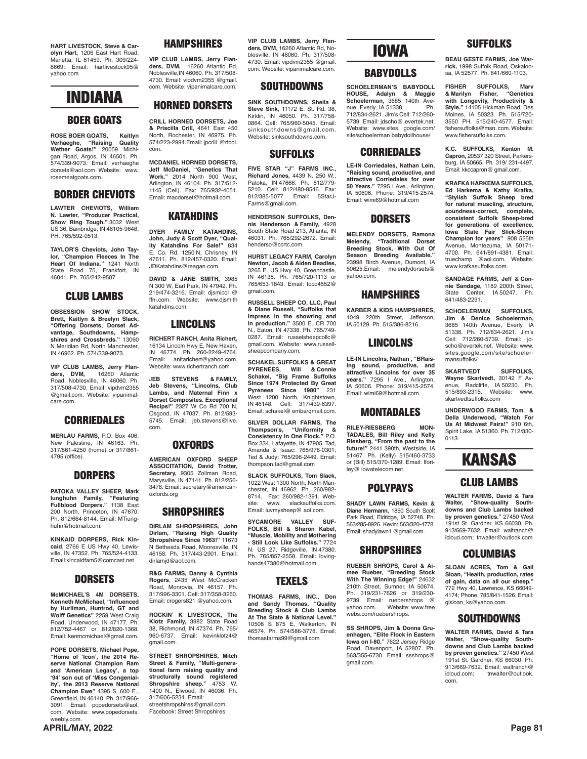**HART LIVESTOCK, Steve & Carolyn Hart,** 1206 East Hart Road, Marietta, IL 61459. Ph. 309/224-8669; Email: hartlivestock95@yahoo.com

# INDIANA

## BOER GOATS

**ROSE BOER GOATS, Kaitlyn Verhaeghe, "Raising Quality Wether Goats!"** 20059 Michigan Road, Argos, IN 46501. Ph. 574/339-9073. Email: verhaeghe dorsets@aol.com. Website: www.rosemeatgoats.com.

## BORDER CHEVIOTS

**LAWTER CHEVIOTS, William N. Lawter, "Producer Practical, Show Ring Tough."** 3032 West US 36, Bainbridge, IN 46105-9648. PH. 765/592-0513.

**TAYLOR'S Cheviots, John Taylor, "Champion Fleeces In The Heart Of Indiana."** 1241 North State Road 75, Frankfort, IN 46041. Ph. 765/242-9507.

## CLUB LAMBS

**OBSESSION SHOW STOCK, Brett, Kaitlyn & Breelyn Slack, "Offering Dorsets, Dorset Advantage, Southdowns, Hampshires and Crossbreds."** 13060 N Meridian Rd, North Manchester, IN 46962. Ph. 574/339-9073.

**VIP CLUB LAMBS, Jerry Flanders, DVM,** 16260 Atlantic Road, Noblesville, IN 46060. Ph. 317/508-4730. Email: vipdvm2355 @gmail.com. Website: vipanimalcare.com.

## CORRIEDALES

**MERLAU FARMS,** P.O. Box 406, New Palestine, IN 46163. Ph. 317/861-4250 (home) or 317/861-4795 (office).

## DORPERS

**PATOKA VALLEY SHEEP, Mark Iunghuhn Family, "Featuring Fullblood Dorpers."** 1138 East 200 North, Princeton, IN 47670. Ph. 812/664-8144. Email: MTiunghuhn@hotmail.com.

**KINKAID DORPERS, Rick Kincaid**, 2766 E US Hwy 40, Lewisville, IN 47352. Ph. 765/524-4133. Email:kincaidfam5@comcast.net

## DORSETS

**McMICHAEL'S 4M DORSETS, Kenneth McMichael, "Influenced by Hurliman, Huntrod, GT and Wolff Genetics"** 2259 West Craig Road, Underwood, IN 47177. Ph. 812/752-4467 or 812/820-1368. Email: kenmcmichael@gmail.com.

**POPE DORSETS, Michael Pope, "Home of 'Icon', the 2014 Reserve National Champion Ram and 'American Legacy', a top '94' son out of 'Miss Congeniality', the 2013 Reserve National Champion Ewe"** 4395 S. 600 E., Greenfield, IN 46140. Ph. 317/966-3091. Email: popedorsets@aol.com. Website: www.popedorsets.weebly.com.

## HAMPSHIRES

**VIP CLUB LAMBS, Jerry Flanders, DVM,** 16260 Atlantic Rd, Noblesville,IN 46060. Ph. 317/508-4730. Email: vipdvm2355 @gmail.com. Website: vipanimalcare.com.

## HORNED DORSETS

**CRILL HORNED DORSETS, Joe & Priscilla Crill,** 4641 East 450 North, Rochester, IN 46975. Ph. 574/223-2994.Email: jpcrill @rtcol.com.

**MCDANIEL HORNED DORSETS, Jeff McDaniel, "Genetics That Work."** 2014 North 900 West, Arlington, IN 46104. Ph. 317/512-1145 (Cell). Fax: 765/932-4051. Email: macdorset@hotmail.com.

## KATAHDINS

**DYER FAMILY KATAHDINS, John, Judy & Scott Dyer, "Quality Katahdins For Sale!"** 834 E. Co. Rd. 1250 N, Chrisney, IN 47611. Ph. 812/457-0320. Email: JDKatahdins@reagan.com.

**DAVID & JANE SMITH,** 3985 N 300 W, Earl Park, IN 47942. Ph. 219/474-3216. Email: djsmicol @ ffni.com. Website: www.djsmith katahdins.com.

## LINCOLNS

**RICHERT RANCH, Anita Richert,** 16134 Lincoln Hwy E, New Haven, IN 46774. Ph. 260-2249-4764. Email: anitarichert@yahoo.com. Website: www.richertranch.com

**JEB STEVENS & FAMILY, Jeb Stevens, "Lincolns, Club Lambs, and Maternal Finn x Dorset Composites. Exceptional Recips!"** 2327 W Co Rd 700 N, Osgood, IN 47037. Ph. 812/593-5745. Email: jeb.stevens@live.com.

## OXFORDS

**AMERICAN OXFORD SHEEP ASSOCIATION, David Trotter, Secretary,** 9305 Zollman Road, Marysville, IN 47141. Ph. 812/256-3478. Email: secretary@americanoxfords.org

## SHROPSHIRES

**DIRLAM SHROPSHIRES, John Dirlam, "Raising High Quality Shropshires Since 1963!"** 11673 N Bethesda Road, Mooresville, IN 46158. Ph. 317/443-2901. Email: dirlamjd@aol.com.

**R&G FARMS, Danny & Cynthia Rogers**, 2435 West McCracken Road, Monrovia, IN 46157. Ph. 317/996-3301. Cell: 317/358-3260. Email: crogers821 @yahoo.com.

**ROCKIN' K LIVESTOCK, The Klotz Family,** 3982 State Road 38, Richmond, IN 47374. Ph. 765/960-6737. Email: kevinklotz4@gmail.com.

**STREET SHROPSHIRES, Mitch Street & Family, "Multi-generational farm raising quality and structurally sound registered Shropshire sheep."** 4753 W. 1400 N., Elwood, IN 46036. Ph. 317/606-5234. Email: streetshropshires@gmail.com. Facebook: Street Shropshires.

**VIP CLUB LAMBS, Jerry Flanders, DVM**, 16260 Atlantic Rd, Noblesville, IN 46060. Ph. 317/508-4730. Email: vipdvm2355 @gmail.com. Website: vipanimalcare.com.

## SOUTHDOWNS

**SINK SOUTHDOWNS, Sheila & Steve Sink,** 11172 E. St. Rd. 38, Kirklin, IN 46050. Ph. 317/758-0864. Cell: 765/960-5045. Email: sinksouthdowns@gmail.com. Website: sinksouthdowns.com.

## SUFFOLKS

**FIVE STAR "J" FARMS INC., Richard Jones,** 4439 N. 250 W., Patoka, IN 47666. Ph. 812/779-5210. Cell: 812/480-8546. Fax: 812/385-5077. Email: 5StarJFarms@gmail.com.

**HENDERSON SUFFOLKS, Dennis Henderson & Family,** 4928 South State Road 213, Atlanta, IN 46031. Ph. 765/292-2672. Email: henderso@ccrtc.com.

**HURST LEGACY FARM, Carolyn Newton, Jacob & Aiden Beadles,** 3265 E. US Hwy 40, Greencastle, IN 46135. Ph. 765/720-1113 or 765/653-1843. Email: toco4552@gmail.com.

**RUSSELL SHEEP CO. LLC, Paul & Diane Russell, "Suffolks that impress in the showring and in production."** 3500 E. CR 700 N., Eaton, IN 47338. Ph. 765/749-0287. Email: russelsheepcollc@gmail.com. Website: www.russellsheepcompany.com.

**SCHAKEL SUFFOLKS & GREAT PYRENEES, Will & Connie Schakel, "Big Frame Suffolks Since 1974 Protected By Great Pyrenees Since 1980"** 231 West 1200 North, Knightstown, IN 46148. Cell: 317/439-6397. Email: schakel@ embarqmail.com.

**SILVER DOLLAR FARMS, The Thompson's, "Uniformity & Consistency In One Flock."** P.O. Box 334, Lafayette, IN 47905. Tad, Amanda & Isaac: 765/978-0301; Ted & Judy: 765/296-2449. Email: thompson.tad@gmail.com

**SLACK SUFFOLKS, Tom Slack,** 1022 West 1300 North, North Manchester, IN 46962. Ph. 260/982-8714. Fax: 260/982-1391. Website: www. slacksuffolks.com. Email: luvmysheep@ aol.com.

**SYCAMORE VALLEY SUFFOLKS, Bill & Sharon Kabel, "Muscle, Mobility and Mothering - Still Look Like Suffolks."** 7724 N. US 27, Ridgeville, IN 47380. Ph. 765/857-2558. Email: lovinghands47380@hotmail.com.

## TEXELS

**THOMAS FARMS, INC., Don and Sandy Thomas, "Quality Breeding Stock & Club Lambs At The State & National Level."** 10506 S 875 E, Walkerton, IN 46574. Ph. 574/586-3778. Email: thomasfarms99@gmail.com

# IOWA

## BABYDOLLS

**SCHOELERMAN'S BABYDOLL HOUSE, Adalyn & Maggie Schoelerman,** 3685 140th Avenue, Everly, IA 51338. Ph. 712/834-2621. Jim's Cell: 712/260-5739. Email: jdscho@ evertek.net. Website: www.sites. google.com/site/schoelerman babydollhouse/

## CORRIEDALES

**LE-IN Corriedales, Nathan Lein, "Raising sound, productive, and attractive Corriedales for over 50 Years."** 7295 I Ave., Arlington, IA 50606. Phone: 319/415-2574. Email: wimi69@hotmail.com

## DORSETS

**MELENDY DORSETS, Ramona Melendy, "Traditional Dorset Breeding Stock, With Out Of Season Breeding Available."** 23998 Birch Avenue, Dumont, IA 50625.Email: melendydorsets@yahoo.com.

## HAMPSHIRES

**KARBER & KIDS HAMPSHIRES,** 1049 220th Street, Jefferson, IA 50129. Ph. 515/386-8216.

## LINCOLNS

**LE-IN Lincolns, Nathan , "BRaising sound, productive, and attractive Lincolns for over 35 years."** 7295 I Ave., Arlington, IA 50606. Phone: 319/415-2574. Email: wimi69@hotmail.com

## MONTADALES

**RILEY-RIESBERG MONTADALES, Bill Riley and Kelly Riesberg, "From the past to the future!"** 2441 390th, Westside, IA 51467. Ph. (Kelly) 515/460-3733 or (Bill) 515/370-1289. Email: lforiley@ iowatelecom.net

## POLYPAYS

**SHADY LAWN FARMS, Kevin & Diane Hermann,** 1850 South Scott Park Road, Eldridge, IA 52748. Ph. 563/285-8926. Kevin: 563/320-4778. Email: shadylawn1 @gmail.com.

## SHROPSHIRES

**RUEBER SHROPS, Carol & Aimee Rueber, "Breeding Stock With The Winning Edge!"** 24632 210th Street, Sumner, IA 50674. Ph. 319/231-7626 or 319/230-9739. Email: ruebershrops @ yahoo.com. Website: www.free webs.com/ruebershrops.

**SS SHROPS, Jim & Donna Gruenhagen, "Elite Flock in Eastern Iowa on I-80."** 7622 Jersey Ridge Road, Davenport, IA 52807. Ph. 563/355-6730. Email: ssshrops@gmail.com.

## SUFFOLKS

**BEAU GESTE FARMS, Joe Warrick,** 1998 Suffolk Road, Oskaloosa, IA 52577. Ph. 641/660-1103.

**FISHER SUFFOLKS, Marv & Marilyn Fisher, "Genetics with Longevity, Productivity & Style."** 14105 Hickman Road, Des Moines, IA 50323. Ph. 515/720-3550 PH. 515/240-4577. Email: fishersuffolks@msn. com. Website: www.fishersuffolks.com.

**K.C. SUFFOLKS, Kenton M. Capron,** 20537 320 Street, Parkersburg, IA 50665. Ph. 319/ 231-4497. Email: kkccapron@ gmail.com.

**KRAFKA HARKEMA SUFFOLKS, Ed Harkema & Kathy Krafka, "Stylish Suffolk Sheep bred for natural muscling, structure, soundness-correct, complete, consistent Suffolk Sheep-bred for generations of excellence. Iowa State Fair Slick-Shorn Champion for years"** 908 525th Avenue, Montezuma, IA 50171-4700. Ph. 641/891-4381. Email: truechamp @aol.com. Website: www.krafkasuffolks.com.

**SANDAGE FARMS, Jeff & Connie Sandage,** 1189 200th Street, State Center, IA 50247. Ph. 641/483-2291.

**SCHOELERMAN SUFFOLKS, Jim & Denice Schoelerman,** 3685 140th Avenue, Everly, IA 51338. Ph. 712/834-2621. Jim's Cell: 712/260-5739. Email: jdscho@evertek.net. Website: www.sites.google.com/site/schoelermansuffolks/

**SKARTVEDT SUFFOLKS, Wayne Skartvedt,** 30142 F Avenue, Radcliffe, IA 50230. Ph. 515/893-2315. Website: www.skartvedtsuffolks.com

**UNDERWOOD FARMS, Tom & Della Underwood, "Watch For Us At Midwest Fairs!"** 910 6th, Spirit Lake, IA 51360. Ph. 712/330-0113.

# KANSAS

## CLUB LAMBS

**WALTER FARMS, David & Tara Walter, "Show-quality Southdowns and Club Lambs backed by proven genetics."** 27450 West 191st St. Gardner, KS 66030. Ph. 913/669-7632. Email: waltranch@icloud.com; tnwalter@outlook.com

## COLUMBIAS

**SLOAN ACRES, Tom & Gail Sloan, "Health, production, rates of gain, data on all our sheep."** 772 Hwy 40, Lawrence, KS 66049-4174; Phone: 785/841-1526; Email: glsloan_ks@yahoo.com.

## SOUTHDOWNS

**WALTER FARMS, David & Tara Walter, "Show-quality Southdowns and Club Lambs backed by proven genetics."** 27450 West 191st St. Gardner, KS 66030. Ph. 913/669-7632. Email: waltranch@icloud.com; tnwalter@outlook.com.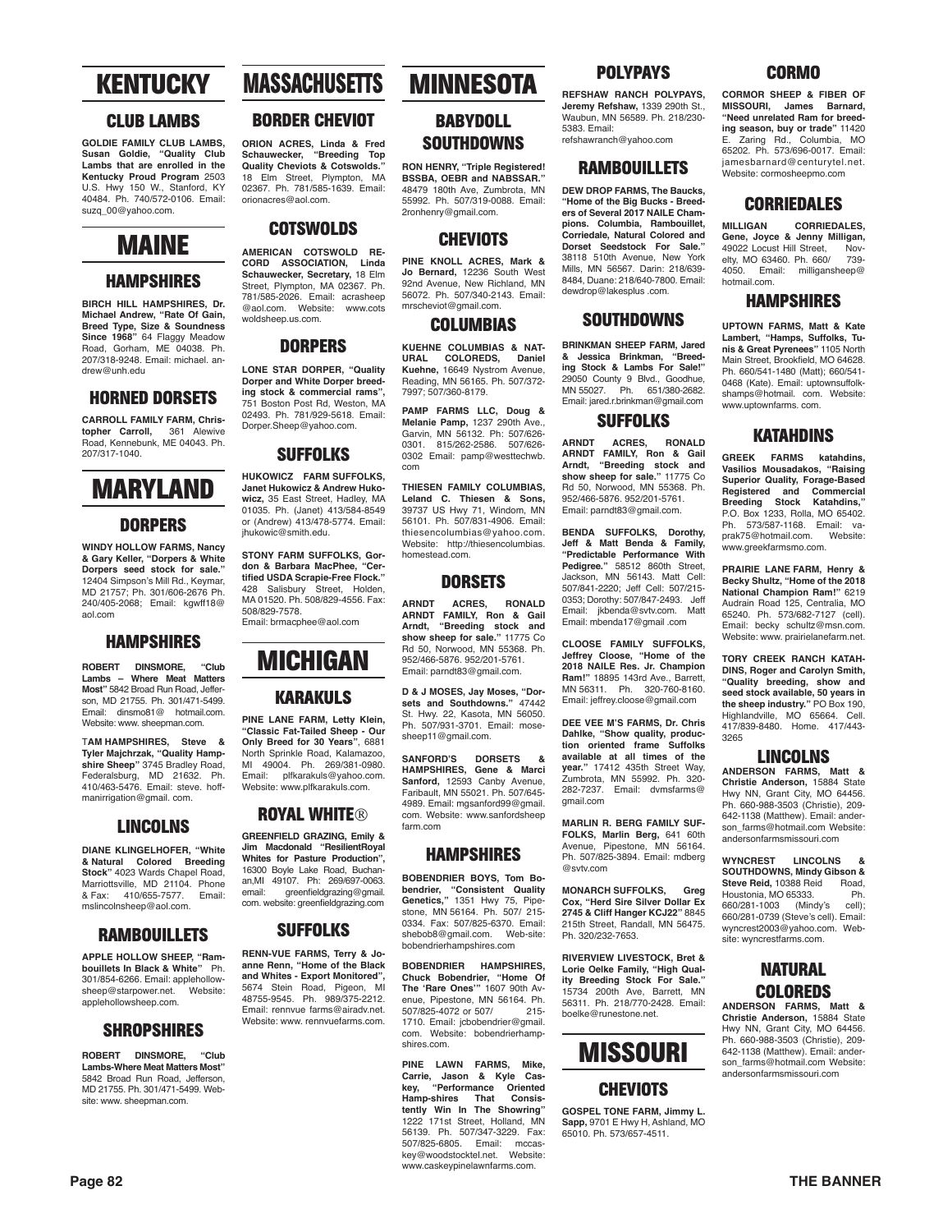# KENTUCKY

## CLUB LAMBS

**GOLDIE FAMILY CLUB LAMBS, Susan Goldie, "Quality Club Lambs that are enrolled in the Kentucky Proud Program** 2503 U.S. Hwy 150 W., Stanford, KY 40484. Ph. 740/572-0106. Email: suzq_00@yahoo.com.

# MAINE

## HAMPSHIRES

**BIRCH HILL HAMPSHIRES, Dr. Michael Andrew, "Rate Of Gain, Breed Type, Size & Soundness Since 1968"** 64 Flaggy Meadow Road, Gorham, ME 04038. Ph. 207/318-9248. Email: michael. andrew@unh.edu

## HORNED DORSETS

**CARROLL FAMILY FARM, Christopher Carroll,** 361 Alewive Road, Kennebunk, ME 04043. Ph. 207/317-1040.

# MARYLAND

## DORPERS

**WINDY HOLLOW FARMS, Nancy & Gary Keller, "Dorpers & White Dorpers seed stock for sale."** 12404 Simpson's Mill Rd., Keymar, MD 21757; Ph. 301/606-2676 Ph. 240/405-2068; Email: kgwff18@ aol.com

## HAMPSHIRES

**ROBERT DINSMORE, "Club Lambs – Where Meat Matters Most"** 5842 Broad Run Road, Jefferson, MD 21755. Ph. 301/471-5499. Email: dinsmo81@ hotmail.com. Website: www. sheepman.com.

**TAM HAMPSHIRES, Steve & Tyler Majchrzak, "Quality Hampshire Sheep"** 3745 Bradley Road, Federalsburg, MD 21632. Ph. 410/463-5476. Email: steve. hoffmanirrigation@gmail. com.

## LINCOLNS

**DIANE KLINGELHOFER, "White & Natural Colored Breeding Stock"** 4023 Wards Chapel Road, Marriottsville, MD 21104. Phone & Fax: 410/655-7577. Email: mslincolnsheep@aol.com.

## RAMBOUILLETS

**APPLE HOLLOW SHEEP, "Rambouillets In Black & White"** Ph. 301/854-6266. Email: applehollowsheep@starpower.net. Website: applehollowsheep.com.

## SHROPSHIRES

**ROBERT DINSMORE, "Club Lambs-Where Meat Matters Most"** 5842 Broad Run Road, Jefferson, MD 21755. Ph. 301/471-5499. Website: www. sheepman.com.

# MASSACHUSETTS

## BORDER CHEVIOT

**ORION ACRES, Linda & Fred Schauwecker, "Breeding Top Quality Cheviots & Cotswolds."** 18 Elm Street, Plympton, MA 02367. Ph. 781/585-1639. Email: orionacres@aol.com.

## COTSWOLDS

**AMERICAN COTSWOLD RECORD ASSOCIATION, Linda Schauwecker, Secretary,** 18 Elm Street, Plympton, MA 02367. Ph. 781/585-2026. Email: acrasheep @aol.com. Website: www.cots woldsheep.us.com.

## DORPERS

**LONE STAR DORPER, "Quality Dorper and White Dorper breeding stock & commercial rams",** 751 Boston Post Rd, Weston, MA 02493. Ph. 781/929-5618. Email: Dorper.Sheep@yahoo.com.

## SUFFOLKS

**HUKOWICZ FARM SUFFOLKS, Janet Hukowicz & Andrew Hukowicz,** 35 East Street, Hadley, MA 01035. Ph. (Janet) 413/584-8549 or (Andrew) 413/478-5774. Email: jhukowic@smith.edu.

**STONY FARM SUFFOLKS, Gordon & Barbara MacPhee, "Certified USDA Scrapie-Free Flock."** 428 Salisbury Street, Holden, MA 01520. Ph. 508/829-4556. Fax: 508/829-7578. Email: brmacphee@aol.com

# MICHIGAN

## KARAKULS

**PINE LANE FARM, Letty Klein, "Classic Fat-Tailed Sheep - Our Only Breed for 30 Years",** 6881 North Sprinkle Road, Kalamazoo, MI 49004. Ph. 269/381-0980. Email: plfkarakuls@yahoo.com. Website: www.plfkarakuls.com.

## ROYAL WHITE®

**GREENFIELD GRAZING, Emily & Jim Macdonald "ResilientRoyal Whites for Pasture Production",** 16300 Boyle Lake Road, Buchanan,MI 49107. Ph: 269/697-0063. email: greenfieldgrazing@gmail. com. website: greenfieldgrazing.com

## SUFFOLKS

**RENN-VUE FARMS, Terry & Joanne Renn, "Home of the Black and Whites - Export Monitored",** 5674 Stein Road, Pigeon, MI 48755-9545. Ph. 989/375-2212. Email: rennvue farms@airadv.net. Website: www. rennvuefarms.com.

# MINNESOTA

## BABYDOLL SOUTHDOWNS

**RON HENRY, "Triple Registered! BSSBA, OEBR and NABSSAR."** 48479 180th Ave, Zumbrota, MN 55992. Ph. 507/319-0088. Email: 2ronhenry@gmail.com.

## CHEVIOTS

**PINE KNOLL ACRES, Mark & Jo Bernard,** 12236 South West 92nd Avenue, New Richland, MN 56072. Ph. 507/340-2143. Email: mrscheviot@gmail.com.

## COLUMBIAS

**KUEHNE COLUMBIAS & NATURAL COLOREDS, Daniel Kuehne,** 16649 Nystrom Avenue, Reading, MN 56165. Ph. 507/372-7997; 507/360-8179.

**PAMP FARMS LLC, Doug & Melanie Pamp,** 1237 290th Ave., Garvin, MN 56132. Ph: 507/626-0301. 815/262-2586. 507/626-0302 Email: pamp@westtechwb. com

**THIESEN FAMILY COLUMBIAS, Leland C. Thiesen & Sons,** 39737 US Hwy 71, Windom, MN 56101. Ph. 507/831-4906. Email: thiesencolumbias@yahoo.com. Website: http://thiesencolumbias. homestead.com.

## DORSETS

**ARNDT ACRES, RONALD ARNDT FAMILY, Ron & Gail Arndt, "Breeding stock and show sheep for sale."** 11775 Co Rd 50, Norwood, MN 55368. Ph. 952/466-5876. 952/201-5761. Email: parndt83@gmail.com.

**D & J MOSES, Jay Moses, "Dorsets and Southdowns."** 47442 St. Hwy. 22, Kasota, MN 56050. Ph. 507/931-3701. Email: mosesheep11@gmail.com.

**SANFORD'S DORSETS & HAMPSHIRES, Gene & Marci Sanford,** 12593 Canby Avenue, Faribault, MN 55021. Ph. 507/645-4989. Email: mgsanford99@gmail. com. Website: www.sanfordsheep farm.com

## HAMPSHIRES

**BOBENDRIER BOYS, Tom Bobendrier, "Consistent Quality Genetics,"** 1351 Hwy 75, Pipestone, MN 56164. Ph. 507/ 215-0334. Fax: 507/825-6370. Email: shebob8@gmail.com. Website: bobendrierhampshires.com

**BOBENDRIER HAMPSHIRES, Chuck Bobendrier, "Home Of The 'Rare Ones'"** 1607 90th Avenue, Pipestone, MN 56164. Ph. 507/825-4072 or 507/ 215-1710. Email: jcbobendrier@gmail. com. Website: bobendrierhampshires.com.

**PINE LAWN FARMS, Mike, Carrie, Jason & Kyle Caskey, "Performance Oriented Hamp-shires That Consistently Win In The Showring"** 1222 171st Street, Holland, MN 56139. Ph. 507/347-3229. Fax: 507/825-6805. Email: mccaskey@woodstocktel.net. Website: www.caskeypinelawnfarms.com.

## POLYPAYS

**REFSHAW RANCH POLYPAYS, Jeremy Refshaw,** 1339 290th St., Waubun, MN 56589. Ph. 218/230-5383. Email: refshawranch@yahoo.com

## RAMBOUILLETS

**DEW DROP FARMS, The Baucks, "Home of the Big Bucks - Breeders of Several 2017 NAILE Champions. Columbia, Rambouillet, Corriedale, Natural Colored and Dorset Seedstock For Sale."** 38118 510th Avenue, New York Mills, MN 56567. Darin: 218/639-8484, Duane: 218/640-7800. Email: dewdrop@lakesplus .com.

## SOUTHDOWNS

**BRINKMAN SHEEP FARM, Jared & Jessica Brinkman, "Breeding Stock & Lambs For Sale!"** 29050 County 9 Blvd., Goodhue, MN 55027. Ph. 651/380-2682. Email: jared.r.brinkman@gmail.com

## SUFFOLKS

**ARNDT ACRES, RONALD ARNDT FAMILY, Ron & Gail Arndt, "Breeding stock and show sheep for sale."** 11775 Co Rd 50, Norwood, MN 55368. Ph. 952/466-5876. 952/201-5761. Email: parndt83@gmail.com.

**BENDA SUFFOLKS, Dorothy, Jeff & Matt Benda & Family, "Predictable Performance With Pedigree."** 58512 860th Street, Jackson, MN 56143. Matt Cell: 507/841-2220; Jeff Cell: 507/215-0353; Dorothy: 507/847-2493. Jeff Email: jkbenda@svtv.com. Matt Email: mbenda17@gmail .com

**CLOOSE FAMILY SUFFOLKS, Jeffrey Cloose, "Home of the 2018 NAILE Res. Jr. Champion Ram!"** 18895 143rd Ave., Barrett, MN 56311. Ph. 320-760-8160. Email: jeffrey.cloose@gmail.com

**DEE VEE M'S FARMS, Dr. Chris Dahlke, "Show quality, production oriented frame Suffolks available at all times of the year."** 17412 435th Street Way, Zumbrota, MN 55992. Ph. 320-282-7237. Email: dvmsfarms@ gmail.com

**MARLIN R. BERG FAMILY SUFFOLKS, Marlin Berg,** 641 60th Avenue, Pipestone, MN 56164. Ph. 507/825-3894. Email: mdberg @svtv.com

**MONARCH SUFFOLKS, Greg Cox, "Herd Sire Silver Dollar Ex 2745 & Cliff Hanger KCJ22"** 8845 215th Street, Randall, MN 56475. Ph. 320/232-7653.

**RIVERVIEW LIVESTOCK, Bret & Lorie Oelke Family, "High Quality Breeding Stock For Sale."** 15734 200th Ave, Barrett, MN 56311. Ph. 218/770-2428. Email: boelke@runestone.net.

# MISSOURI

## CHEVIOTS

**GOSPEL TONE FARM, Jimmy L. Sapp,** 9701 E Hwy H, Ashland, MO 65010. Ph. 573/657-4511.

## CORMO

**CORMOR SHEEP & FIBER OF MISSOURI, James Barnard, "Need unrelated Ram for breeding season, buy or trade"** 11420 E. Zaring Rd., Columbia, MO 65202. Ph. 573/696-0017. Email: jamesbarnard@centurytel.net. Website: cormosheepmo.com

## CORRIEDALES

**MILLIGAN CORRIEDALES, Gene, Joyce & Jenny Milligan,** 49022 Locust Hill Street, Novelty, MO 63460. Ph. 660/ 739-4050. Email: milligansheep@ hotmail.com.

## HAMPSHIRES

**UPTOWN FARMS, Matt & Kate Lambert, "Hamps, Suffolks, Tunis & Great Pyrenees"** 1105 North Main Street, Brookfield, MO 64628. Ph. 660/541-1480 (Matt); 660/541-0468 (Kate). Email: uptownsuffolkshamps@hotmail. com. Website: www.uptownfarms. com.

## KATAHDINS

**GREEK FARMS katahdins, Vasilios Mousadakos, "Raising Superior Quality, Forage-Based Registered and Commercial Breeding Stock Katahdins,"** P.O. Box 1233, Rolla, MO 65402. Ph. 573/587-1168. Email: vaprak75@hotmail.com. Website: www.greekfarmsmo.com.

**PRAIRIE LANE FARM, Henry & Becky Shultz, "Home of the 2018 National Champion Ram!"** 6219 Audrain Road 125, Centralia, MO 65240. Ph. 573/682-7127 (cell). Email: becky schultz@msn.com. Website: www. prairielanefarm.net.

**TORY CREEK RANCH KATAHDINS, Roger and Carolyn Smith, "Quality breeding, show and seed stock available, 50 years in the sheep industry."** PO Box 190, Highlandville, MO 65664. Cell. 417/839-8480. Home. 417/443-3265

## LINCOLNS

**ANDERSON FARMS, Matt & Christie Anderson,** 15884 State Hwy NN, Grant City, MO 64456. Ph. 660-988-3503 (Christie), 209-642-1138 (Matthew). Email: anderson_farms@hotmail.com Website: andersonfarmsmissouri.com

**WYNCREST LINCOLNS & SOUTHDOWNS, Mindy Gibson & Steve Reid,** 10388 Reid Road, Houstonia, MO 65333. Ph. 660/281-1003 (Mindy's cell); 660/281-0739 (Steve's cell). Email: wyncrest2003@yahoo.com. Website: wyncrestfarms.com.

## NATURAL COLOREDS

**ANDERSON FARMS, Matt & Christie Anderson,** 15884 State Hwy NN, Grant City, MO 64456. Ph. 660-988-3503 (Christie), 209-642-1138 (Matthew). Email: anderson_farms@hotmail.com Website: andersonfarmsmissouri.com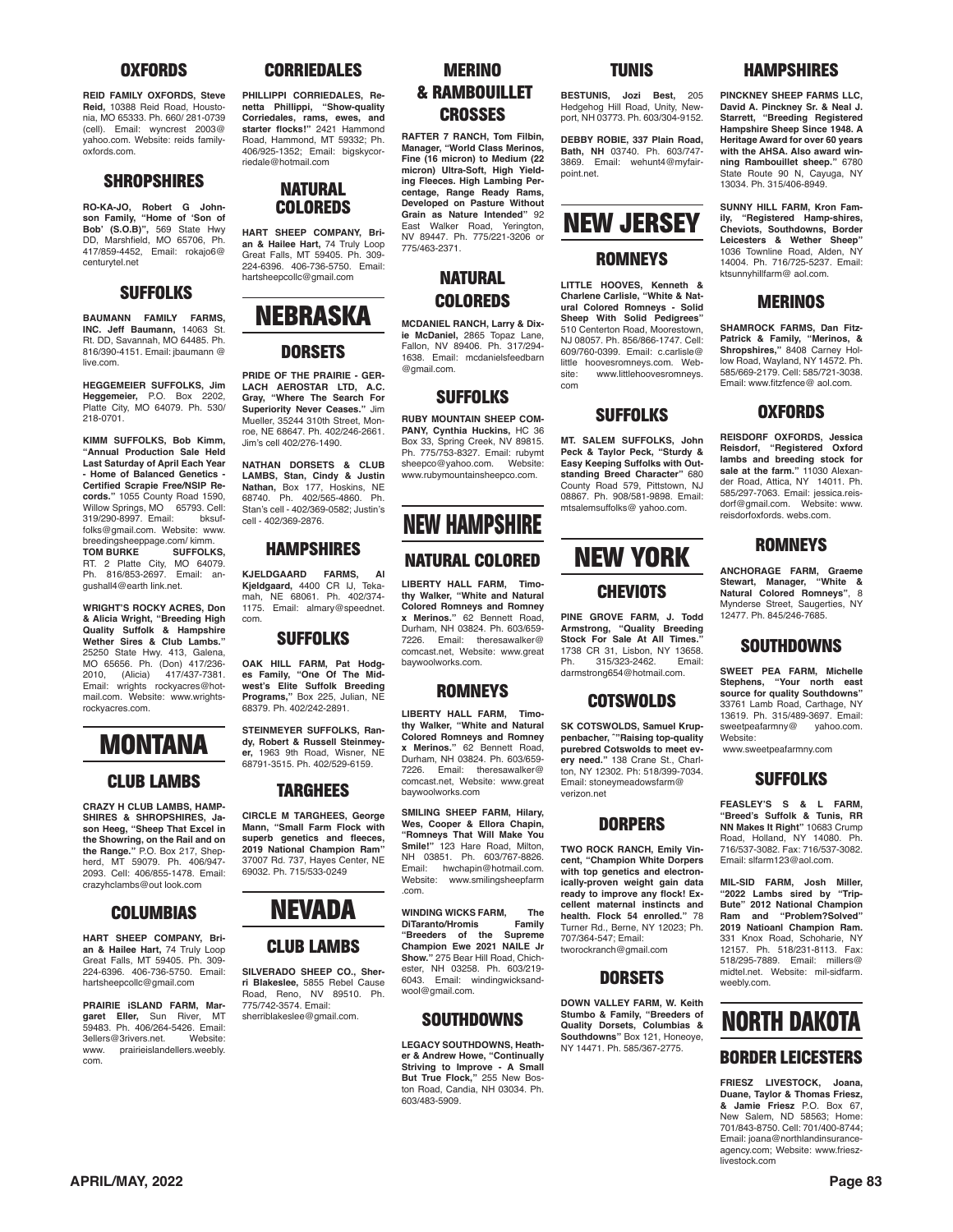## OXFORDS

**REID FAMILY OXFORDS, Steve Reid,** 10388 Reid Road, Houstonia, MO 65333. Ph. 660/ 281-0739 (cell). Email: wyncrest 2003@ yahoo.com. Website: reids familyoxfords.com.

## SHROPSHIRES

**RO-KA-JO, Robert G Johnson Family, "Home of 'Son of Bob' (S.O.B)",** 569 State Hwy DD, Marshfield, MO 65706, Ph. 417/859-4452, Email: rokajo6@ centurytel.net

## SUFFOLKS

**BAUMANN FAMILY FARMS, INC. Jeff Baumann,** 14063 St. Rt. DD, Savannah, MO 64485. Ph. 816/390-4151. Email: jbaumann @ live.com.

**HEGGEMEIER SUFFOLKS, Jim Heggemeier,** P.O. Box 2202, Platte City, MO 64079. Ph. 530/ 218-0701.

**KIMM SUFFOLKS, Bob Kimm, "Annual Production Sale Held Last Saturday of April Each Year - Home of Balanced Genetics - Certified Scrapie Free/NSIP Records."** 1055 County Road 1590, Willow Springs, MO 65793. Cell: 319/290-8997. Email: bksuffolks@gmail.com. Website: www. breedingsheeppage.com/ kimm.

**TOM BURKE SUFFOLKS,** RT. 2 Platte City, MO 64079. Ph. 816/853-2697. Email: angushall4@earth link.net.

**WRIGHT'S ROCKY ACRES, Don & Alicia Wright, "Breeding High Quality Suffolk & Hampshire Wether Sires & Club Lambs."** 25250 State Hwy. 413, Galena, MO 65656. Ph. (Don) 417/236-2010, (Alicia) 417/437-7381. Email: wrights rockyacres@hotmail.com. Website: www.wrightsrockyacres.com.

# MONTANA

## CLUB LAMBS

**CRAZY H CLUB LAMBS, HAMPSHIRES & SHROPSHIRES, Jason Heeg, "Sheep That Excel in the Showring, on the Rail and on the Range."** P.O. Box 217, Shepherd, MT 59079. Ph. 406/947-2093. Cell: 406/855-1478. Email: crazyhclambs@out look.com

## COLUMBIAS

**HART SHEEP COMPANY, Brian & Hailee Hart,** 74 Truly Loop Great Falls, MT 59405. Ph. 309-224-6396. 406-736-5750. Email: hartsheepcollc@gmail.com

**PRAIRIE iSLAND FARM, Margaret Eller,** Sun River, MT 59483. Ph. 406/264-5426. Email: 3ellers@3rivers.net. Website: www. prairieislandellers.weebly. com.

## CORRIEDALES

**PHILLIPPI CORRIEDALES, Renetta Phillippi, "Show-quality Corriedales, rams, ewes, and starter flocks!"** 2421 Hammond Road, Hammond, MT 59332; Ph. 406/925-1352; Email: bigskycorriedale@hotmail.com

## NATURAL COLOREDS

**HART SHEEP COMPANY, Brian & Hailee Hart,** 74 Truly Loop Great Falls, MT 59405. Ph. 309-224-6396. 406-736-5750. Email: hartsheepcollc@gmail.com

# NEBRASKA

## DORSETS

**PRIDE OF THE PRAIRIE - GERLACH AEROSTAR LTD, A.C. Gray, "Where The Search For Superiority Never Ceases."** Jim Mueller, 35244 310th Street, Monroe, NE 68647. Ph. 402/246-2661. Jim's cell 402/276-1490.

**NATHAN DORSETS & CLUB LAMBS, Stan, Cindy & Justin Nathan,** Box 177, Hoskins, NE 68740. Ph. 402/565-4860. Ph. Stan's cell - 402/369-0582; Justin's cell - 402/369-2876.

## HAMPSHIRES

**KJELDGAARD FARMS, Al Kjeldgaard,** 4400 CR IJ, Tekamah, NE 68061. Ph. 402/374-1175. Email: almary@speednet. com.

## SUFFOLKS

**OAK HILL FARM, Pat Hodges Family, "One Of The Midwest's Elite Suffolk Breeding Programs,"** Box 225, Julian, NE 68379. Ph. 402/242-2891.

**STEINMEYER SUFFOLKS, Randy, Robert & Russell Steinmeyer,** 1963 9th Road, Wisner, NE 68791-3515. Ph. 402/529-6159.

## TARGHEES

**CIRCLE M TARGHEES, George Mann, "Small Farm Flock with superb genetics and fleeces, 2019 National Champion Ram"** 37007 Rd. 737, Hayes Center, NE 69032. Ph. 715/533-0249

# NEVADA

## CLUB LAMBS

**SILVERADO SHEEP CO., Sherri Blakeslee,** 5855 Rebel Cause Road, Reno, NV 89510. Ph. 775/742-3574. Email: sherriblakeslee@gmail.com.

## MERINO & RAMBOUILLET CROSSES

**RAFTER 7 RANCH, Tom Filbin, Manager, "World Class Merinos, Fine (16 micron) to Medium (22 micron) Ultra-Soft, High Yielding Fleeces. High Lambing Percentage, Range Ready Rams, Developed on Pasture Without Grain as Nature Intended"** 92 East Walker Road, Yerington, NV 89447. Ph. 775/221-3206 or 775/463-2371.

## NATURAL COLOREDS

**MCDANIEL RANCH, Larry & Dixie McDaniel,** 2865 Topaz Lane, Fallon, NV 89406. Ph. 317/294-1638. Email: mcdanielsfeedbarn @gmail.com.

## SUFFOLKS

**RUBY MOUNTAIN SHEEP COMPANY, Cynthia Huckins,** HC 36 Box 33, Spring Creek, NV 89815. Ph. 775/753-8327. Email: rubymt sheepco@yahoo.com. Website: www.rubymountainsheepco.com.

# NEW HAMPSHIRE

## NATURAL COLORED

**LIBERTY HALL FARM, Timothy Walker, "White and Natural Colored Romneys and Romney x Merinos."** 62 Bennett Road, Durham, NH 03824. Ph. 603/659-7226. Email: theresawalker@ comcast.net, Website: www.great baywoolworks.com.

## ROMNEYS

**LIBERTY HALL FARM, Timothy Walker, "White and Natural Colored Romneys and Romney x Merinos."** 62 Bennett Road, Durham, NH 03824. Ph. 603/659-7226. Email: theresawalker@ comcast.net, Website: www.great baywoolworks.com

**SMILING SHEEP FARM, Hilary, Wes, Cooper & Ellora Chapin, "Romneys That Will Make You Smile!"** 123 Hare Road, Milton, NH 03851. Ph. 603/767-8826. Email: hwchapin@hotmail.com. Website: www.smilingsheepfarm .com.

**WINDING WICKS FARM, The DiTaranto/Hromis Family "Breeders of the Supreme Champion Ewe 2021 NAILE Jr Show."** 275 Bear Hill Road, Chichester, NH 03258. Ph. 603/219-6043. Email: windingwicksandwool@gmail.com.

## SOUTHDOWNS

**LEGACY SOUTHDOWNS, Heather & Andrew Howe, "Continually Striving to Improve - A Small But True Flock,"** 255 New Boston Road, Candia, NH 03034. Ph. 603/483-5909.

## TUNIS

**BESTUNIS, Jozi Best,** 205 Hedgehog Hill Road, Unity, Newport, NH 03773. Ph. 603/304-9152.

**DEBBY ROBIE, 337 Plain Road, Bath, NH** 03740. Ph. 603/747-3869. Email: wehunt4@myfairpoint.net.

# NEW JERSEY

## ROMNEYS

**LITTLE HOOVES, Kenneth & Charlene Carlisle, "White & Natural Colored Romneys - Solid Sheep With Solid Pedigrees"** 510 Centerton Road, Moorestown, NJ 08057. Ph. 856/866-1747. Cell: 609/760-0399. Email: c.carlisle@ little hoovesromneys.com. Website: www.littlehoovesromneys. com

## SUFFOLKS

**MT. SALEM SUFFOLKS, John Peck & Taylor Peck, "Sturdy & Easy Keeping Suffolks with Outstanding Breed Character"** 680 County Road 579, Pittstown, NJ 08867. Ph. 908/581-9898. Email: mtsalemsuffolks@ yahoo.com.

# NEW YORK

## CHEVIOTS

**PINE GROVE FARM, J. Todd Armstrong, "Quality Breeding Stock For Sale At All Times."** 1738 CR 31, Lisbon, NY 13658. Ph. 315/323-2462. Email: darmstrong654@hotmail.com.

## COTSWOLDS

**SK COTSWOLDS, Samuel Krupenbacher, ""Raising top-quality purebred Cotswolds to meet every need."** 138 Crane St., Charlton, NY 12302. Ph: 518/399-7034. Email: stoneymeadowsfarm@ verizon.net

## DORPERS

**TWO ROCK RANCH, Emily Vincent, "Champion White Dorpers with top genetics and electronically-proven weight gain data ready to improve any flock! Excellent maternal instincts and health. Flock 54 enrolled."** 78 Turner Rd., Berne, NY 12023; Ph. 707/364-547; Email: tworockranch@gmail.com

## DORSETS

**DOWN VALLEY FARM, W. Keith Stumbo & Family, "Breeders of Quality Dorsets, Columbias & Southdowns"** Box 121, Honeoye, NY 14471. Ph. 585/367-2775.

## HAMPSHIRES

**PINCKNEY SHEEP FARMS LLC, David A. Pinckney Sr. & Neal J. Starrett, "Breeding Registered Hampshire Sheep Since 1948. A Heritage Award for over 60 years with the AHSA. Also award winning Rambouillet sheep."** 6780 State Route 90 N, Cayuga, NY 13034. Ph. 315/406-8949.

**SUNNY HILL FARM, Kron Family, "Registered Hamp-shires, Cheviots, Southdowns, Border Leicesters & Wether Sheep"** 1036 Townline Road, Alden, NY 14004. Ph. 716/725-5237. Email: ktsunnyhillfarm@ aol.com.

## MERINOS

**SHAMROCK FARMS, Dan FitzPatrick & Family, "Merinos, & Shropshires,"** 8408 Carney Hollow Road, Wayland, NY 14572. Ph. 585/669-2179. Cell: 585/721-3038. Email: www.fitzfence@ aol.com.

## OXFORDS

**REISDORF OXFORDS, Jessica Reisdorf, "Registered Oxford lambs and breeding stock for sale at the farm."** 11030 Alexander Road, Attica, NY 14011. Ph. 585/297-7063. Email: jessica.reisdorf@gmail.com. Website: www. reisdorfoxfords. webs.com.

## ROMNEYS

**ANCHORAGE FARM, Graeme Stewart, Manager, "White & Natural Colored Romneys"**, 8 Mynderse Street, Saugerties, NY 12477. Ph. 845/246-7685.

## SOUTHDOWNS

**SWEET PEA FARM, Michelle Stephens, "Your north east source for quality Southdowns"** 33761 Lamb Road, Carthage, NY 13619. Ph. 315/489-3697. Email: sweetpeafarmny@ yahoo.com. Website: www.sweetpeafarmny.com

## SUFFOLKS

**FEASLEY'S S & L FARM, "Breed's Suffolk & Tunis, RR NN Makes It Right"** 10683 Crump Road, Holland, NY 14080. Ph. 716/537-3082. Fax: 716/537-3082. Email: slfarm123@aol.com.

**MIL-SID FARM, Josh Miller, "2022 Lambs sired by "Trip-Bute" 2012 National Champion Ram and "Problem?Solved" 2019 Natioanl Champion Ram.** 331 Knox Road, Schoharie, NY 12157. Ph. 518/231-8113. Fax: 518/295-7889. Email: millers@ midtel.net. Website: mil-sidfarm. weebly.com.

# NORTH DAKOTA

## BORDER LEICESTERS

**FRIESZ LIVESTOCK, Joana, Duane, Taylor & Thomas Friesz, & Jamie Friesz** P.O. Box 67, New Salem, ND 58563; Home: 701/843-8750. Cell: 701/400-8744; Email: joana@northlandinsuranceagency.com; Website: www.frieszlivestock.com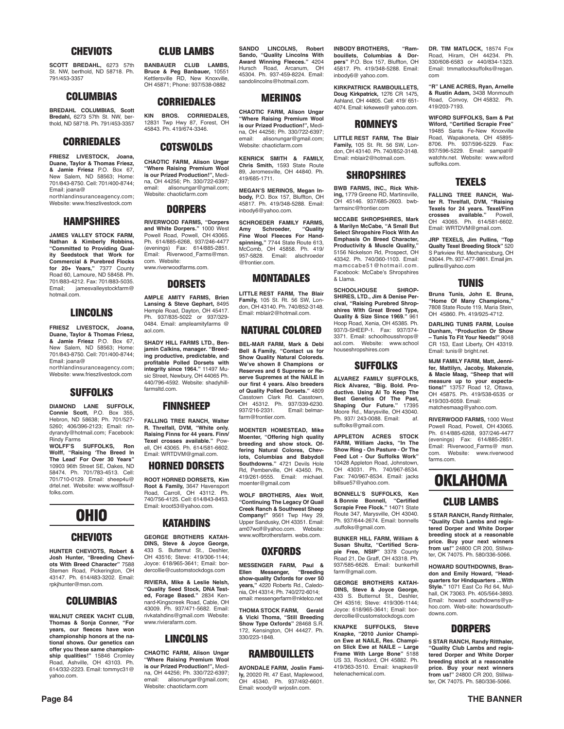## CHEVIOTS

**SCOTT BREDAHL,** 6273 57th St. NW, berthold, ND 58718. Ph. 791/453-3357

## COLUMBIAS

**BREDAHL COLUMBIAS, Scott Bredahl,** 6273 57th St. NW, berthold, ND 58718. Ph. 791/453-3357

## CORRIEDALES

**FRIESZ LIVESTOCK, Joana, Duane, Taylor & Thomas Friesz, & Jamie Friesz** P.O. Box 67, New Salem, ND 58563; Home: 701/843-8750. Cell: 701/400-8744; Email: joana@northlandinsuranceagency.com; Website: www.frieszlivestock.com

## HAMPSHIRES

**JAMES VALLEY STOCK FARM, Nathan & Kimberly Robbins, "Committed to Providing Quality Seedstock that Work for Commercial & Purebred Flocks for 20+ Years,"** 7377 County Road 60, Lamoure, ND 58458. Ph. 701/883-4212. Fax: 701/883-5035. Email; jamesvalleystockfarm@hotmail.com

## LINCOLNS

**FRIESZ LIVESTOCK, Joana, Duane, Taylor & Thomas Friesz, & Jamie Friesz** P.O. Box 67, New Salem, ND 58563; Home: 701/843-8750. Cell: 701/400-8744; Email: joana@northlandinsuranceagency.com; Website: www.frieszlivestock.com

## SUFFOLKS

**DIAMOND LANE SUFFOLK, Connie Scott,** P.O. Box 355, Hebron, ND 58638; Ph. 701/527-5260; 406/396-2123; Email: rindyrandy@hotmail.com; Facebook: Rindy Farms

**WOLFF'S SUFFOLKS, Ron Wolff, "Raising 'The Breed In The Lead' For Over 30 Years"** 10903 96th Street SE, Oakes, ND 58474. Ph. 701/783-4513. Cell: 701/710-0129. Email: sheep4u@drtel.net. Website: www.wolffssuffolks.com.

# OHIO

## CHEVIOTS

**HUNTER CHEVIOTS, Robert & Josh Hunter, "Breeding Cheviots With Breed Character"** 7588 Stemen Road, Pickerington, OH 43147. Ph. 614/483-3202. Email: rpkjhunter@msn.com.

## COLUMBIAS

**WALNUT CREEK YACHT CLUB, Thomas & Sonja Conner, "For years, our fleeces have won championship honors at the national shows. Our genetics can offer you these same championship qualities!"** 15846 Cromley Road, Ashville, OH 43103. Ph. 614/332-2223. Email: tommyc31@yahoo.com.

## CLUB LAMBS

**BANBAUER CLUB LAMBS, Bruce & Peg Banbauer,** 10551 Kettlersville RD, New Knoxville, OH 45871; Phone: 937/538-0882

## CORRIEDALES

**KIN BROS. CORRIEDALES,** 12831 Twp Hwy 87, Forest, OH 45843. Ph. 419/674-3346.

## COTSWOLDS

**CHAOTIC FARM, Alison Ungar "Where Raising Premium Wool is our Prized Production!",** Medina, OH 44256; Ph. 330/722-6397; email: alisonungar@gmail.com; Website: chaoticfarm.com

## DORPERS

**RIVERWOOD FARMS, "Dorpers and White Dorpers."** 1000 West Powell Road, Powell, OH 43065. Ph. 614/885-6268, 937/246-4477 (evenings) Fax: 614/885-2851. Email: Riverwood_Farms@msn.com. Website: www.riverwoodfarms.com.

## DORSETS

**AMPLE AMITY FARMS, Brien Lansing & Steve Gephart,** 8495 Hemple Road, Dayton, OH 45417. Ph. 937/835-5022 or 937/329-0484. Email: ampleamityfarms@aol.com.

**SHADY HILL FARMS LTD., Benjamin Calkins, manager. "Breeding productive, predictable, and profitable Polled Dorsets with integrity since 1964."** 11497 Music Street, Newbury, OH 44065 Ph. 440/796-4592. Website: shadyhillfarmsltd.com.

## FINNSHEEP

**FALLING TREE RANCH, Walter R. Threlfall, DVM, "White only. Raising Finns for 44 years. Finn/Texel crosses available."** Powell, OH 43065. Ph. 614/581-6602. Email: WRTDVM@gmail.com.

## HORNED DORSETS

**ROOT HORNED DORSETS, Kim Root & Family,** 3647 Havensport Road, Carroll, OH 43112. Ph. 740/756-4125. Cell: 614/843-8453. Email: kroot53@yahoo.com.

## KATAHDINS

**GEORGE BROTHERS KATAHDINS, Steve & Joyce George,** 433 S. Butternut St., Deshler, OH 43516; Steve: 419/306-1144; Joyce: 618/965-3641; Email: bordercollie@customstockdogs.com

**RIVIERA, Mike & Leslie Nelsh, "Quality Seed Stock, DNA Tested, Forage Based."** 2834 Kennard-Kingscreek Road, Cable, OH 43009. Ph. 937/471-5682. Email: rivkatahdins@gmail.com Website: www.rivierafarm.com.

## LINCOLNS

**CHAOTIC FARM, Alison Ungar "Where Raising Premium Wool is our Prized Production!",** Medina, OH 44256; Ph. 330/722-6397; email: alisonungar@gmail.com; Website: chaoticfarm.com

**SANDO LINCOLNS, Robert Sando, "Quality Lincolns With Award Winning Fleeces."** 4204 Hursch Road, Arcanum, OH 45304. Ph. 937-459-8224. Email: sandolincolns@hotmail.com.

## MERINOS

**CHAOTIC FARM, Alison Ungar "Where Raising Premium Wool is our Prized Production!",** Medina, OH 44256; Ph. 330/722-6397; email: alisonungar@gmail.com; Website: chaoticfarm.com

**KENRICK SMITH & FAMILY, Chris Smith,** 1593 State Route 89, Jeromesville, OH 44840. Ph. 419/685-1711.

**MEGAN'S MERINOS, Megan Inbody,** P.O. Box 157, Bluffton, OH 45817. Ph. 419/348-5288. Email: inbody6@yahoo.com.

**SCHROEDER FAMILY FARMS, Amy Schroeder, "Quality Fine Wool Fleeces For Handspinning,"** 7744 State Route 613, McComb, OH, 45858. Ph. 419/957-5828. Email: alschroeder@frontier.com.

## MONTADALES

**LITTLE REST FARM, The Blair Family,** 105 St. Rt. 56 SW, London, OH 43140. Ph. 740/852-3148. Email: mblair2@hotmail.com.

## NATURAL COLORED

**BEL-MAR FARM, Mark & Debi Bell & Family, "Contact us for Show Quality Natural Coloreds. We've shown 8 Champions or Reserves and 6 Supreme or Reserve Supremes at the NAILE in our first 4 years. Also breeders of Quality Polled Dorsets."** 4809 Casstown Clark Rd. Casstown, OH 45312. Ph. 937/339-6230. 937/216-2331. Email: belmarfarm@frontier.com.

**MOENTER HOMESTEAD, Mike Moenter, "Offering high quality breeding and show stock. Offering Natural Colores, Cheviots, Columbias and Babydoll Southdowns."** 4721 Devils Hole Rd, Pemberville, OH 43450. Ph. 419/261-9555. Email: michael.moenter@gmail.com

**WOLF BROTHERS, Alex Wolf, "Continuing The Legacy Of Quail Creek Ranch & Southwest Sheep Company!"** 9561 Twp Hwy 29, Upper Sandusky, OH 43351. Email: am07wolf@yahoo.com. Website: www.wolfbrothersfarm. webs.com.

## OXFORDS

**MESSENGER FARM, Paul & Ellen Messenger, "Breeding show-quality Oxfords for over 50 years,"** 4220 Roberts Rd., Caledonia, OH 43314; Ph. 740/272-6014; email: messengerfarm@nktelco.net

**THOMA STOCK FARM, Gerald & Vicki Thoma, "Still Breeding Show Type Oxfords"** 28468 S.R. 172, Kensington, OH 44427. Ph. 330/223-1848.

## RAMBOUILLETS

**AVONDALE FARM, Joslin Family,** 20020 Rt. 47 East, Maplewood, OH 45340. Ph. 937/492-6601. Email: woody@ wrjoslin.com.

**INBODY BROTHERS, "Rambouillets, Columbias & Dorpers"** P.O. Box 157, Bluffton, OH 45817. Ph. 419/348-5288. Email: inbody6@ yahoo.com.

**KIRKPATRICK RAMBOUILLETS, Doug Kirkpatrick,** 1276 CR 1475, Ashland, OH 44805. Cell: 419/ 651-4074. Email: kirkewes@ yahoo.com.

## ROMNEYS

**LITTLE REST FARM, The Blair Family,** 105 St. Rt. 56 SW, London, OH 43140. Ph. 740/852-3148. Email: mblair2@hotmail.com.

## SHROPSHIRES

**BWB FARMS, INC., Rick Whiting,** 1779 Greene RD, Martinsville, OH 45146. 937/685-2603. bwbfarmsinc@frontier.com

**MCCABE SHROPSHIRES, Mark & Marilyn McCabe, "A Small But Select Shropshire Flock With An Emphasis On Breed Character, Productivity & Muscle Quality,"** 5156 Nickelson Rd, Prospect, OH 43342. Ph. 740/360-1103. Email: mamccabe51@hotmail.com. Facebook: McCabe's Shropshires & Llama.

**SCHOOLHOUSE SHROPSHIRES, LTD., Jim & Denise Percival, "Raising Purebred Shropshires WIth Great Breed Type, Quality & Size Since 1969."** 961 Hoop Road, Xenia, OH 45385. Ph. 937/3-SHEEP-1. Fax: 937/374-3371. Email: schoolhousshrops@aol.com. Website: www.schoolhouseshropshires.com

## SUFFOLKS

**ALVAREZ FAMILY SUFFOLKS, Rick Alvarez, "Big. Bold. Productive. Using AI To Keep The Best Genetics Of The Past, Shaping Our Future."** 17395 Moore Rd., Marysville, OH 43040. Ph. 937/ 243-0088. Email: af.suffolks@gmail.com.

**APPLETON ACRES STOCK FARM, William Jacks, "In The Show Ring - On Pasture - Or The Feed Lot - Our Suffolks Work"** 10428 Appleton Road, Johnstown, OH 43031. Ph. 740/967-8534. Fax: 740/967-8534. Email: jacksbillsue57@yahoo.com.

**BONNELL'S SUFFOLKS, Ken & Bonnie Bonnell, "Certified Scrapie Free Flock."** 14071 State Route 347, Marysville, OH 43040. Ph. 937/644-2674. Email: bonnells.suffolks@gmail.com.

**BUNKER HILL FARM, William & Susan Shultz, "Certified Scrapie Free, NSIP"** 3378 County Road 21, De Graff, OH 43318. Ph. 937/585-6626. Email: bunkerhillfarm@gmail.com.

**GEORGE BROTHERS KATAHDINS, Steve & Joyce George,** 433 S. Butternut St., Deshler, OH 43516; Steve: 419/306-1144; Joyce: 618/965-3641; Email: bordercollie@customstockdogs.com

**KNAPKE SUFFOLKS, Steve Knapke, "2010 Junior Champion Ewe at NAILE, Res. Champion Slick Ewe at NAILE – Large Frame With Large Bone"** 5188 US 33, Rockford, OH 45882. Ph. 419/363-3510. Email: knapkes@helenachemical.com.

**DR. TIM MATLOCK,** 18574 Fox Road, Hiram, OH 44234. Ph. 330/608-6583 or 440/834-1323. Email: tmmatlocksuffolks@regan.com

**"R" LANE ACRES, Ryan, Arnelle & Rustin Adam,** 3438 Monmouth Road, Convoy, OH 45832. Ph. 419/203-7193.

**WIFORD SUFFOLKS, Sam & Pat Wiford, "Certified Scrapie Free"** 19485 Santa Fe-New Knoxville Road, Wapakoneta, OH 45895-8706. Ph. 937/596-5229. Fax: 937/596-5229. Email: sampat@watchtv.net. Website: www.wifordsuffolks.com.

## TEXELS

**FALLING TREE RANCH, Walter R. Threlfall, DVM, "Raising Texels for 24 years. Texel/Finn crosses available."** Powell, OH 43065. Ph. 614/581-6602. Email: WRTDVM@gmail.com.

**JRP TEXELS, Jim Pullins, "Top Qualty Texel Breeding Stock"** 520 S Parkview Rd. Mechanicsburg, OH 43044. Ph. 937-477-9861. Email jim.pullins@yahoo.com

## TUNIS

**Bruns Tunis, John E. Bruns, "Home Of Many Champions,"** 7808 State Route 119, Maria Stein, OH 45860. Ph. 419/925-4712.

**DARLING TUNIS FARM, Louise Dunham, "Production Or Show – Tunis To Fit Your Needs!"** 9048 CR 153, East Liberty, OH 43319. Email: tunis@ bright.net.

**MJM FAMILY FARM, Matt, Jennifer, Myllatin, Jacoby, Makenzie, & Macie Maag, "Sheep that will measure up to your expectations!"** 13757 Road 12, Ottawa, OH 45875. Ph. 419/538-6535 or 419/303-6059. Email: matchesmaag@yahoo.com.

**RIVERWOOD FARMS,** 1000 West Powell Road, Powell, OH 43065. Ph. 614/885-6268, 937/246-4477 (evenings) Fax: 614/885-2851. Email: Riverwood_Farms@ msn.com. Website: www.riverwoodfarms.com.

# OKLAHOMA

## CLUB LAMBS

**5 STAR RANCH, Randy Ritthaler, "Quality Club Lambs and registered Dorper and White Dorper breeding stock at a reasonable price. Buy your next winners from us!"** 24800 CR 200, Stillwater, OK 74075. Ph. 580/336-5066.

**HOWARD SOUTHDOWNS, Brandon and Emily Howard, "Headquarters for Hindquarters ...With Style."** 1071 East Co Rd 64, Mulhall, OK 73063. Ph. 405/564-3893. Email: howard southdowns@yahoo.com. Web-site: howardsouthdowns.com.

## DORPERS

**5 STAR RANCH, Randy Ritthaler, "Quality Club Lambs and registered Dorper and White Dorper breeding stock at a reasonable price. Buy your next winners from us!"** 24800 CR 200, Stillwater, OK 74075. Ph. 580/336-5066.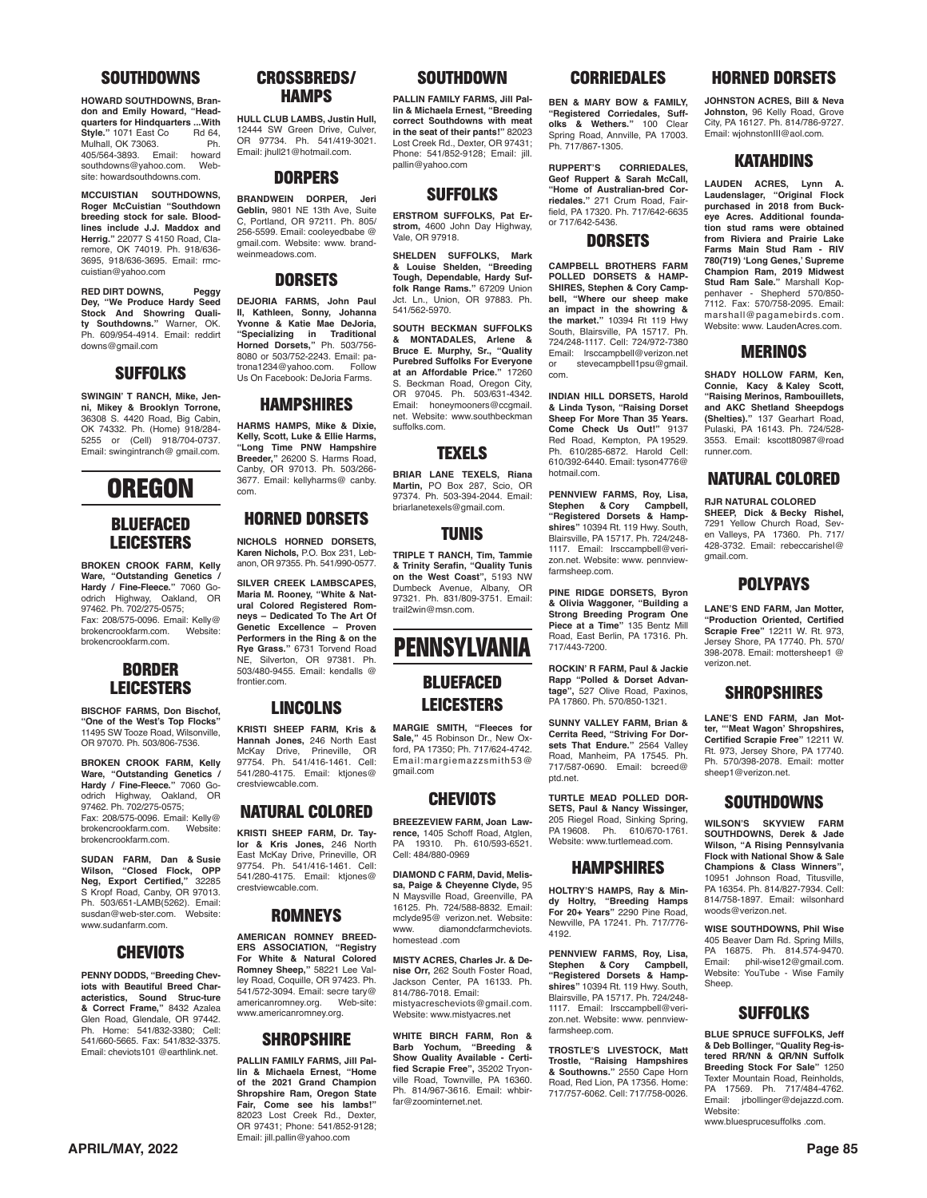## SOUTHDOWNS

**HOWARD SOUTHDOWNS, Brandon and Emily Howard, "Headquarters for Hindquarters ...With Style."** 1071 East Co Rd 64, Mulhall, OK 73063. Ph. 405/564-3893. Email: howardsouthdowns@yahoo.com. Website: howardsouthdowns.com.

**MCCUISTIAN SOUTHDOWNS, Roger McCuistian "Southdown breeding stock for sale. Bloodlines include J.J. Maddox and Herrig."** 22077 S 4150 Road, Claremore, OK 74019. Ph. 918/636-3695, 918/636-3695. Email: rmccuistian@yahoo.com

**RED DIRT DOWNS, Peggy Dey, "We Produce Hardy Seed Stock And Showring Quality Southdowns."** Warner, OK. Ph. 609/954-4914. Email: redditdowns@gmail.com

## SUFFOLKS

**SWINGIN' T RANCH, Mike, Jenni, Mikey & Brooklyn Torrone,** 36308 S. 4420 Road, Big Cabin, OK 74332. Ph. (Home) 918/284-5255 or (Cell) 918/704-0737. Email: swingintranch@ gmail.com.

# OREGON

## BLUEFACED LEICESTERS

**BROKEN CROOK FARM, Kelly Ware, "Outstanding Genetics / Hardy / Fine-Fleece."** 7060 Goodrich Highway, Oakland, OR 97462. Ph. 702/275-0575; Fax: 208/575-0096. Email: Kelly@brokencrookfarm.com. Website: brokencrookfarm.com.

## BORDER LEICESTERS

**BISCHOF FARMS, Don Bischof, "One of the West's Top Flocks"** 11495 SW Tooze Road, Wilsonville, OR 97070. Ph. 503/806-7536.

**BROKEN CROOK FARM, Kelly Ware, "Outstanding Genetics / Hardy / Fine-Fleece."** 7060 Goodrich Highway, Oakland, OR 97462. Ph. 702/275-0575; Fax: 208/575-0096. Email: Kelly@brokencrookfarm.com. Website: brokencrookfarm.com.

**SUDAN FARM, Dan & Susie Wilson, "Closed Flock, OPP Neg, Export Certified,"** 32285 S Kropf Road, Canby, OR 97013. Ph. 503/651-LAMB(5262). Email: susdan@web-ster.com. Website: www.sudanfarm.com.

## CHEVIOTS

**PENNY DODDS, "Breeding Cheviots with Beautiful Breed Characteristics, Sound Struc-ture & Correct Frame,"** 8432 Azalea Glen Road, Glendale, OR 97442. Ph. Home: 541/832-3380; Cell: 541/660-5665. Fax: 541/832-3375. Email: cheviots101 @earthlink.net.

## CROSSBREDS/ HAMPS

**HULL CLUB LAMBS, Justin Hull,** 12444 SW Green Drive, Culver, OR 97734. Ph. 541/419-3021. Email: jhull21@hotmail.com.

## DORPERS

**BRANDWEIN DORPER, Jeri Geblin,** 9801 NE 13th Ave, Suite C, Portland, OR 97211. Ph. 805/256-5599. Email: cooleyedbabe @ gmail.com. Website: www. brandweinmeadows.com.

## DORSETS

**DEJORIA FARMS, John Paul II, Kathleen, Sonny, Johanna Yvonne & Katie Mae DeJoria, "Specializing in Traditional Horned Dorsets,"** Ph. 503/756-8080 or 503/752-2243. Email: patrona1234@yahoo.com. Follow Us On Facebook: DeJoria Farms.

## HAMPSHIRES

**HARMS HAMPS, Mike & Dixie, Kelly, Scott, Luke & Ellie Harms, "Long Time PNW Hampshire Breeder,"** 26200 S. Harms Road, Canby, OR 97013. Ph. 503/266-3677. Email: kellyharms@ canby. com.

## HORNED DORSETS

**NICHOLS HORNED DORSETS, Karen Nichols,** P.O. Box 231, Lebanon, OR 97355. Ph. 541/990-0577.

**SILVER CREEK LAMBSCAPES, Maria M. Rooney, "White & Natural Colored Registered Romneys – Dedicated To The Art Of Genetic Excellence – Proven Performers in the Ring & on the Rye Grass."** 6731 Torvend Road NE, Silverton, OR 97381. Ph. 503/480-9455. Email: kendalls @ frontier.com.

## LINCOLNS

**KRISTI SHEEP FARM, Kris & Hannah Jones,** 246 North East McKay Drive, Prineville, OR 97754. Ph. 541/416-1461. Cell: 541/280-4175. Email: ktjones@ crestviewcable.com.

## NATURAL COLORED

**KRISTI SHEEP FARM, Dr. Taylor & Kris Jones,** 246 North East McKay Drive, Prineville, OR 97754. Ph. 541/416-1461. Cell: 541/280-4175. Email: ktjones@ crestviewcable.com.

## ROMNEYS

**AMERICAN ROMNEY BREEDERS ASSOCIATION, "Registry For White & Natural Colored Romney Sheep,"** 58221 Lee Valley Road, Coquille, OR 97423. Ph. 541/572-3094. Email: secre tary@ americanromney.org. Web-site: www.americanromney.org.

## SHROPSHIRE

**PALLIN FAMILY FARMS, Jill Pallin & Michaela Ernest, "Home of the 2021 Grand Champion Shropshire Ram, Oregon State Fair, Come see his lambs!"** 82023 Lost Creek Rd., Dexter, OR 97431; Phone: 541/852-9128; Email: jill.pallin@yahoo.com

## SOUTHDOWN

**PALLIN FAMILY FARMS, Jill Pallin & Michaela Ernest, "Breeding correct Southdowns with meat in the seat of their pants!"** 82023 Lost Creek Rd., Dexter, OR 97431; Phone: 541/852-9128; Email: jill.pallin@yahoo.com

## SUFFOLKS

**ERSTROM SUFFOLKS, Pat Erstrom,** 4600 John Day Highway, Vale, OR 97918.

**SHELDEN SUFFOLKS, Mark & Louise Shelden, "Breeding Tough, Dependable, Hardy Suffolk Range Rams."** 67209 Union Jct. Ln., Union, OR 97883. Ph. 541/562-5970.

**SOUTH BECKMAN SUFFOLKS & MONTADALES, Arlene & Bruce E. Murphy, Sr., "Quality Purebred Suffolks For Everyone at an Affordable Price."** 17260 S. Beckman Road, Oregon City, OR 97045. Ph. 503/631-4342. Email: honeymooners@ccgmail. net. Website: www.southbeckman suffolks.com.

## TEXELS

**BRIAR LANE TEXELS, Riana Martin,** PO Box 287, Scio, OR 97374. Ph. 503-394-2044. Email: briarlanetexels@gmail.com.

## TUNIS

**TRIPLE T RANCH, Tim, Tammie & Trinity Serafin, "Quality Tunis on the West Coast",** 5193 NW Dumbeck Avenue, Albany, OR 97321. Ph. 831/809-3751. Email: trail2win@msn.com.

# PENNSYLVANIA

## BLUEFACED LEICESTERS

**MARGIE SMITH, "Fleeces for Sale,"** 45 Robinson Dr., New Oxford, PA 17350; Ph. 717/624-4742. Email:margiemazzsmith53@ gmail.com

## CHEVIOTS

**BREEZEVIEW FARM, Joan Lawrence,** 1405 Schoff Road, Atglen, PA 19310. Ph. 610/593-6521. Cell: 484/880-0969

**DIAMOND C FARM, David, Melissa, Paige & Cheyenne Clyde,** 95 N Maysville Road, Greenville, PA 16125. Ph. 724/588-8832. Email: mclyde95@ verizon.net. Website: www. diamondcfarmcheviots. homestead .com

**MISTY ACRES, Charles Jr. & Denise Orr,** 262 South Foster Road, Jackson Center, PA 16133. Ph. 814/786-7018. Email: mistyacrescheviots@gmail.com. Website: www.mistyacres.net

**WHITE BIRCH FARM, Ron & Barb Yochum, "Breeding & Show Quality Available - Certified Scrapie Free",** 35202 Tryonville Road, Townville, PA 16360. Ph. 814/967-3616. Email: whbirfar@zoominternet.net.

## CORRIEDALES

**BEN & MARY BOW & FAMILY, "Registered Corriedales, Suffolks & Wethers."** 100 Clear Spring Road, Annville, PA 17003. Ph. 717/867-1305.

**RUPPERT'S CORRIEDALES, Geof Ruppert & Sarah McCall, "Home of Australian-bred Corriedales."** 271 Crum Road, Fairfield, PA 17320. Ph. 717/642-6635 or 717/642-5436.

## DORSETS

**CAMPBELL BROTHERS FARM POLLED DORSETS & HAMPSHIRES, Stephen & Cory Campbell, "Where our sheep make an impact in the showring & the market."** 10394 Rt 119 Hwy South, Blairsville, PA 15717. Ph. 724/248-1117. Cell: 724/972-7380 Email: lrsccampbell@verizon.net or stevecampbell1psu@gmail. com.

**INDIAN HILL DORSETS, Harold & Linda Tyson, "Raising Dorset Sheep For More Than 35 Years. Come Check Us Out!"** 9137 Red Road, Kempton, PA 19529. Ph. 610/285-6872. Harold Cell: 610/392-6440. Email: tyson4776@ hotmail.com.

**PENNVIEW FARMS, Roy, Lisa, Stephen & Cory Campbell, "Registered Dorsets & Hampshires"** 10394 Rt. 119 Hwy. South, Blairsville, PA 15717. Ph. 724/248-1117. Email: lrsccampbell@verizon.net. Website: www. pennviewfarmsheep.com.

**PINE RIDGE DORSETS, Byron & Olivia Waggoner, "Building a Strong Breeding Program One Piece at a Time"** 135 Bentz Mill Road, East Berlin, PA 17316. Ph. 717/443-7200.

**ROCKIN' R FARM, Paul & Jackie Rapp "Polled & Dorset Advantage",** 527 Olive Road, Paxinos, PA 17860. Ph. 570/850-1321.

**SUNNY VALLEY FARM, Brian & Cerrita Reed, "Striving For Dorsets That Endure."** 2564 Valley Road, Manheim, PA 17545. Ph. 717/587-0690. Email: bcreed@ ptd.net.

**TURTLE MEAD POLLED DORSETS, Paul & Nancy Wissinger,** 205 Riegel Road, Sinking Spring, PA 19608. Ph. 610/670-1761. Website: www.turtlemead.com.

## HAMPSHIRES

**HOLTRY'S HAMPS, Ray & Mindy Holtry, "Breeding Hamps For 20+ Years"** 2290 Pine Road, Newville, PA 17241. Ph. 717/776-4192.

**PENNVIEW FARMS, Roy, Lisa, Stephen & Cory Campbell, "Registered Dorsets & Hampshires"** 10394 Rt. 119 Hwy. South, Blairsville, PA 15717. Ph. 724/248-1117. Email: lrsccampbell@verizon.net. Website: www. pennviewfarmsheep.com.

**TROSTLE'S LIVESTOCK, Matt Trostle, "Raising Hampshires & Southdowns."** 2550 Cape Horn Road, Red Lion, PA 17356. Home: 717/757-6062. Cell: 717/758-0026.

## HORNED DORSETS

**JOHNSTON ACRES, Bill & Neva Johnston,** 96 Kelly Road, Grove City, PA 16127. Ph. 814/786-9727. Email: wjohnstonIII@aol.com.

## KATAHDINS

**LAUDEN ACRES, Lynn A. Laudenslager, "Original Flock purchased in 2018 from Buckeye Acres. Additional foundation stud rams were obtained from Riviera and Prairie Lake Farms Main Stud Ram - RIV 780(719) 'Long Genes,' Supreme Champion Ram, 2019 Midwest Stud Ram Sale."** Marshall Koppenhaver - Shepherd 570/850-7112. Fax: 570/758-2095. Email: marshall@pagamebirds.com. Website: www. LaudenAcres.com.

## MERINOS

**SHADY HOLLOW FARM, Ken, Connie, Kacy & Kaley Scott, "Raising Merinos, Rambouillets, and AKC Shetland Sheepdogs (Shelties)."** 137 Gearhart Road, Pulaski, PA 16143. Ph. 724/528-3553. Email: kscott80987@road runner.com.

## NATURAL COLORED

**RJR NATURAL COLORED SHEEP, Dick & Becky Rishel,** 7291 Yellow Church Road, Seven Valleys, PA 17360. Ph. 717/ 428-3732. Email: rebeccarishel@ gmail.com.

## POLYPAYS

**LANE'S END FARM, Jan Motter, "Production Oriented, Certified Scrapie Free"** 12211 W. Rt. 973, Jersey Shore, PA 17740. Ph. 570/ 398-2078. Email: mottersheep1 @ verizon.net.

## SHROPSHIRES

**LANE'S END FARM, Jan Motter, "'Meat Wagon' Shropshires, Certified Scrapie Free"** 12211 W. Rt. 973, Jersey Shore, PA 17740. Ph. 570/398-2078. Email: motter sheep1@verizon.net.

## SOUTHDOWNS

**WILSON'S SKYVIEW FARM SOUTHDOWNS, Derek & Jade Wilson, "A Rising Pennsylvania Flock with National Show & Sale Champions & Class Winners",** 10951 Johnson Road, Titusville, PA 16354. Ph. 814/827-7934. Cell: 814/758-1897. Email: wilsonhard woods@verizon.net.

**WISE SOUTHDOWNS, Phil Wise** 405 Beaver Dam Rd. Spring Mills, PA 16875. Ph. 814.574-9470. Email: phil-wise12@gmail.com. Website: YouTube - Wise Family Sheep.

## SUFFOLKS

**BLUE SPRUCE SUFFOLKS, Jeff & Deb Bollinger, "Quality Reg-istered RR/NN & QR/NN Suffolk Breeding Stock For Sale"** 1250 Texter Mountain Road, Reinholds, PA 17569. Ph. 717/484-4762. Email: jrbollinger@dejazzd.com. Website: www.bluesprucesuffolks .com.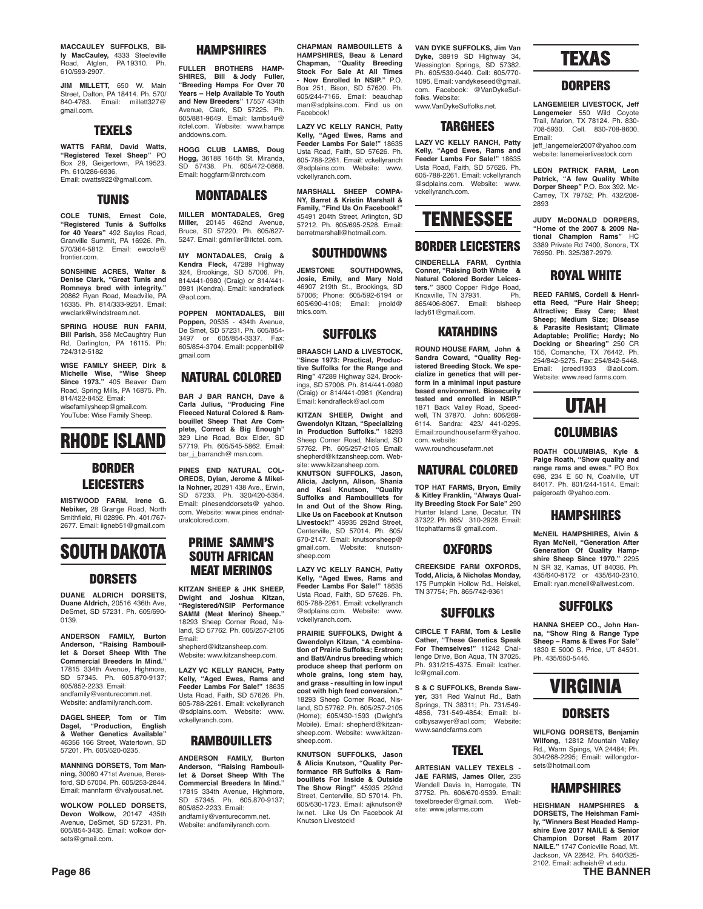**MACCAULEY SUFFOLKS, Billy MacCauley,** 4333 Steeleville Road, Atglen, PA 19310. Ph. 610/593-2907.

**JIM MILLETT,** 650 W. Main Street, Dalton, PA 18414. Ph. 570/840-4783. Email: millett327@gmail.com.

### TEXELS

**WATTS FARM, David Watts, "Registered Texel Sheep"** PO Box 28, Geigertown, PA 19523. Ph. 610/286-6936. Email: cwatts922@gmail.com.

### TUNIS

**COLE TUNIS, Ernest Cole, "Registered Tunis & Suffolks for 40 Years"** 492 Sayles Road, Granville Summit, PA 16926. Ph. 570/364-5812. Email: ewcole@frontier.com.

**SONSHINE ACRES, Walter & Denise Clark, "Great Tunis and Romneys bred with integrity."** 20862 Ryan Road, Meadville, PA 16335. Ph. 814/333-9251. Email: wwclark@windstream.net.

**SPRING HOUSE RUN FARM, Bill Parish,** 358 McCaughtry Run Rd, Darlington, PA 16115. Ph: 724/312-5182

**WISE FAMILY SHEEP, Dirk & Michelle Wise, "Wise Sheep Since 1973."** 405 Beaver Dam Road, Spring Mills, PA 16875. Ph. 814/422-8452. Email: wisefamilysheep@gmail.com. YouTube: Wise Family Sheep.

## RHODE ISLAND

### BORDER LEICESTERS

**MISTWOOD FARM, Irene G. Nebiker,** 28 Grange Road, North Smithfield, RI 02896. Ph. 401/767-2677. Email: iigneb51@gmail.com

## SOUTH DAKOTA

### DORSETS

**DUANE ALDRICH DORSETS, Duane Aldrich,** 20516 436th Ave, DeSmet, SD 57231. Ph. 605/690-0139.

**ANDERSON FAMILY, Burton Anderson, "Raising Rambouillet & Dorset Sheep WIth The Commercial Breeders In Mind."** 17815 334th Avenue, Highmore, SD 57345. Ph. 605.870-9137; 605/852-2233. Email: andfamily@venturecomm.net. Website: andfamilyranch.com.

**DAGEL SHEEP, Tom or Tim Dagel, "Production, English & Wether Genetics Available"** 46356 166 Street, Watertown, SD 57201. Ph. 605/520-0235.

**MANNING DORSETS, Tom Manning,** 30060 471st Avenue, Beresford, SD 57004. Ph. 605/253-2844. Email: mannfarm @valyousat.net.

**WOLKOW POLLED DORSETS, Devon Wolkow,** 20147 435th Avenue, DeSmet, SD 57231. Ph. 605/854-3435. Email: wolkow dorsets@gmail.com.

### HAMPSHIRES

**FULLER BROTHERS HAMPSHIRES, Bill & Jody Fuller, "Breeding Hamps For Over 70 Years – Help Available To Youth and New Breeders"** 17557 434th Avenue, Clark, SD 57225. Ph. 605/881-9649. Email: lambs4u@itctel.com. Website: www.hampsanddowns.com.

**HOGG CLUB LAMBS, Doug Hogg,** 36188 164th St. Miranda, SD 57438. Ph. 605/472-0868. Email: hoggfarm@nrctv.com

### MONTADALES

**MILLER MONTADALES, Greg Miller,** 20145 462nd Avenue, Bruce, SD 57220. Ph. 605/627-5247. Email: gdmiller@itctel. com.

**MY MONTADALES, Craig & Kendra Fleck,** 47289 Highway 324, Brookings, SD 57006. Ph. 814/441-0980 (Craig) or 814/441-0981 (Kendra). Email: kendrafleck @aol.com.

**POPPEN MONTADALES, Bill Poppen,** 20535 - 434th Avenue, De Smet, SD 57231. Ph. 605/854-3497 or 605/854-3337. Fax: 605/854-3704. Email: poppenbill@gmail.com

### NATURAL COLORED

**BAR J BAR RANCH, Dave & Carla Julius, "Producing Fine Fleeced Natural Colored & Rambouillet Sheep That Are Complete, Correct & Big Enough"** 329 Line Road, Box Elder, SD 57719. Ph. 605/545-5862. Email: bar_j_barranch@ msn.com.

**PINES END NATURAL COLOREDS, Dylan, Jerome & Mikella Nohner,** 20291 438 Ave., Erwin, SD 57233. Ph. 320/420-5354. Email: pinesenddorsets@ yahoo. com. Website: www.pines endnaturalcolored.com.

### PRIME SAMM'S SOUTH AFRICAN MEAT MERINOS

**KITZAN SHEEP & JHK SHEEP, Dwight and Joshua Kitzan, "Registered/NSIP Performance SAMM (Meat Merino) Sheep."** 18293 Sheep Corner Road, Nisland, SD 57762. Ph. 605/257-2105 Email: shepherd@kitzansheep.com. Website: www.kitzansheep.com.

**LAZY VC KELLY RANCH, Patty Kelly, "Aged Ewes, Rams and Feeder Lambs For Sale!"** 18635 Usta Road, Faith, SD 57626. Ph. 605-788-2261. Email: vckellyranch @sdplains.com. Website: www. vckellyranch.com.

### RAMBOUILLETS

**ANDERSON FAMILY, Burton Anderson, "Raising Rambouillet & Dorset Sheep WIth The Commercial Breeders In Mind."** 17815 334th Avenue, Highmore, SD 57345. Ph. 605.870-9137; 605/852-2233. Email: andfamily@venturecomm.net. Website: andfamilyranch.com.

**CHAPMAN RAMBOUILLETS & HAMPSHIRES, Beau & Lenard Chapman, "Quality Breeding Stock For Sale At All Times - Now Enrolled In NSIP."** P.O. Box 251, Bison, SD 57620. Ph. 605/244-7166. Email: beauchap man@sdplains.com. Find us on Facebook!

**LAZY VC KELLY RANCH, Patty Kelly, "Aged Ewes, Rams and Feeder Lambs For Sale!"** 18635 Usta Road, Faith, SD 57626. Ph. 605-788-2261. Email: vckellyranch @sdplains.com. Website: www. vckellyranch.com.

**MARSHALL SHEEP COMPANY, Barret & Kristin Marshall & Family, "Find Us On Facebook!"** 45491 204th Street, Arlington, SD 57212. Ph. 605/695-2528. Email: barretmarshall@hotmail.com.

### SOUTHDOWNS

**JEMSTONE SOUTHDOWNS, Josie, Emily, and Mary Nold** 46907 219th St., Brookings, SD 57006; Phone: 605/592-6194 or 605/690-4106; Email: jrnold@ tnics.com.

### SUFFOLKS

**BRAASCH LAND & LIVESTOCK, "Since 1973: Practical, Productive Suffolks for the Range and Ring"** 47289 Highway 324, Brookings, SD 57006. Ph. 814/441-0980 (Craig) or 814/441-0981 (Kendra) Email: kendrafleck@aol.com

**KITZAN SHEEP, Dwight and Gwendolyn Kitzan, "Specializing in Production Suffolks."** 18293 Sheep Corner Road, Nisland, SD 57762. Ph. 605/257-2105 Email: shepherd@kitzansheep.com. Website: www.kitzansheep.com.

**KNUTSON SUFFOLKS, Jason, Alicia, Jaclynn, Alison, Shania and Kasi Knutson, "Quality Suffolks and Rambouillets for In and Out of the Show Ring. Like Us on Facebook at Knutson Livestock!"** 45935 292nd Street, Centerville, SD 57014. Ph. 605/ 670-2147. Email: knutsonsheep@ gmail.com. Website: knutson-sheep.com

**LAZY VC KELLY RANCH, Patty Kelly, "Aged Ewes, Rams and Feeder Lambs For Sale!"** 18635 Usta Road, Faith, SD 57626. Ph. 605-788-2261. Email: vckellyranch @sdplains.com. Website: www. vckellyranch.com.

**PRAIRIE SUFFOLKS, Dwight & Gwendolyn Kitzan, "A combination of Prairie Suffolks; Erstrom; and Batt/Andrus breeding which produce sheep that perform on whole grains, long stem hay, and grass - resulting in low input cost with high feed conversion."** 18293 Sheep Corner Road, Nisland, SD 57762. Ph. 605/257-2105 (Home); 605/430-1593 (Dwight's Mobile). Email: shepherd@kitzan-sheep.com. Website: www.kitzan-sheep.com.

**KNUTSON SUFFOLKS, Jason & Alicia Knutson, "Quality Performance RR Suffolks & Rambouillets For Inside & Outside The Show Ring!"** 45935 292nd Street, Centerville, SD 57014. Ph. 605/530-1723. Email: ajknutson@ iw.net. Like Us On Facebook At Knutson Livestock!

**VAN DYKE SUFFOLKS, Jim Van Dyke,** 38919 SD Highway 34, Wessington Springs, SD 57382. Ph. 605/539-9440. Cell: 605/770-1095. Email: vandykeseed@gmail. com. Facebook: @VanDykeSuffolks. Website: www.VanDykeSuffolks.net.

### TARGHEES

**LAZY VC KELLY RANCH, Patty Kelly, "Aged Ewes, Rams and Feeder Lambs For Sale!"** 18635 Usta Road, Faith, SD 57626. Ph. 605-788-2261. Email: vckellyranch @sdplains.com. Website: www. vckellyranch.com.

## TENNESSEE

### BORDER LEICESTERS

**CINDERELLA FARM, Cynthia Conner, "Raising Both White & Natural Colored Border Leicesters."** 3800 Copper Ridge Road, Knoxville, TN 37931. Ph. 865/406-8067. Email: blsheep lady61@gmail.com.

### KATAHDINS

**ROUND HOUSE FARM, John & Sandra Coward, "Quality Registered Breeding Stock. We specialize in genetics that will perform in a minimal input pasture based environment. Biosecurity tested and enrolled in NSIP."** 1871 Back Valley Road, Speedwell, TN 37870. John: 606/269-6114. Sandra: 423/ 441-0295. Email:roundhousefarm@yahoo. com. website: www.roundhousefarm.net

### NATURAL COLORED

**TOP HAT FARMS, Bryon, Emily & Kitley Franklin, "Always Quality Breeding Stock For Sale"** 290 Hunter Island Lane, Decatur, TN 37322. Ph. 865/ 310-2928. Email: 1tophatfarms@ gmail.com.

### OXFORDS

**CREEKSIDE FARM OXFORDS, Todd, Alicia, & Nicholas Monday,** 175 Pumpkin Hollow Rd., Heiskel, TN 37754; Ph. 865/742-9361

### SUFFOLKS

**CIRCLE T FARM, Tom & Leslie Cather, "These Genetics Speak For Themselves!"** 11242 Challenge Drive, Bon Aqua, TN 37025. Ph. 931/215-4375. Email: lcather. lc@gmail.com.

**S & C SUFFOLKS, Brenda Sawyer,** 331 Red Walnut Rd., Bath Springs, TN 38311; Ph. 731/549-4856, 731-549-4854; Email: bl-colbysawyer@aol.com; Website: www.sandcfarms.com

### TEXEL

**ARTESIAN VALLEY TEXELS - J&E FARMS, James Oller,** 235 Wendell Davis ln, Harrogate, TN 37752. Ph. 606/670-9539. Email: texelbreeder@gmail.com. Website: www.jefarms.com

## TEXAS

### DORPERS

**LANGEMEIER LIVESTOCK, Jeff Langemeier** 550 Wild Coyote Trail, Marion, TX 78124. Ph. 830-708-5930. Cell. 830-708-8600. Email: jeff_langemeier2007@yahoo.com website: lanemeierlivestock.com

**LEON PATRICK FARM, Leon Patrick, "A few Quality White Dorper Sheep"** P.O. Box 392. McCamey, TX 79752; Ph. 432/208-2893

**JUDY McDONALD DORPERS, "Home of the 2007 & 2009 National Champion Rams"** HC 3389 Private Rd 7400, Sonora, TX 76950. Ph. 325/387-2979.

### ROYAL WHITE

**REED FARMS, Cordell & Henrietta Reed, "Pure Hair Sheep; Attractive; Easy Care; Meat Sheep; Medium Size; Disease & Parasite Resistant; Climate Adaptable; Prolific; Hardy; No Docking or Shearing"** 250 CR 155, Comanche, TX 76442. Ph. 254/842-5275. Fax: 254/842-5448. Email: jcreed1933 @aol.com. Website: www.reed farms.com.

## UTAH

### COLUMBIAS

**ROATH COLUMBIAS, Kyle & Paige Roath, "Show quality and range rams and ewes."** PO Box 698, 234 E 50 N, Coalville, UT 84017. Ph. 801/244-1514. Email: paigeroath @yahoo.com.

### HAMPSHIRES

**McNEIL HAMPSHIRES, Alvin & Ryan McNeil, "Generation After Generation Of Quality Hampshire Sheep Since 1970."** 2295 N SR 32, Kamas, UT 84036. Ph. 435/640-8172 or 435/640-2310. Email: ryan.mcneil@allwest.com.

### SUFFOLKS

**HANNA SHEEP CO., John Hanna, "Show Ring & Range Type Sheep – Rams & Ewes For Sale"** 1830 E 5000 S, Price, UT 84501. Ph. 435/650-5445.

## VIRGINIA

### DORSETS

**WILFONG DORSETS, Benjamin Wilfong,** 12812 Mountain Valley Rd., Warm Springs, VA 24484; Ph. 304/268-2295; Email: wilfongdorsets@hotmail.com

### HAMPSHIRES

**HEISHMAN HAMPSHIRES & DORSETS, The Heishman Family, "Winners Best Headed Hampshire Ewe 2017 NAILE & Senior Champion Dorset Ram 2017 NAILE."** 1747 Conicville Road, Mt. Jackson, VA 22842. Ph. 540/325-2102. Email: adheish@ vt.edu.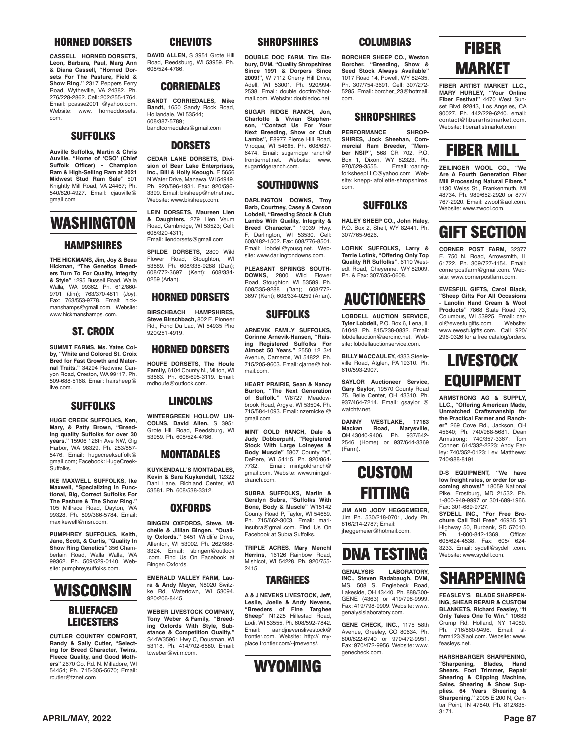## HORNED DORSETS

**CASSELL HORNED DORSETS, Leon, Barbara, Paul, Marg Ann & Diana Cassell, "Horned Dorsets For The Pasture, Field & Show Ring."** 2317 Peppers Ferry Road, Wytheville, VA 24382. Ph. 276/228-2862. Cell: 202/255-1764. Email: pcasse2001 @yahoo.com. Website: www. horneddorsets. com.

## SUFFOLKS

**Auville Suffolks, Martin & Chris Auville. "Home of 'CSO' (Chief Suffolk Officer) - Champion Ram & High-Selling Ram at 2021 Midwest Stud Ram Sale"** 501 Knightly Mill Road, VA 24467; Ph. 540/820-4927. Email: cjauville@ gmail.com

# WASHINGTON

## HAMPSHIRES

**THE HICKMANS, Jim, Joy & Beau Hickman, "The Genetics Breeders Turn To For Quality, Integrity & Style"** 1295 Bussell Road, Walla Walla, WA 99362. Ph. 612/860-9701 (Jim); 763/370-4811 (Joy). Fax: 763/553-9778. Email: hickmanshamps@gmail.com. Website: www.hickmanshamps. com.

## ST. CROIX

**SUMMIT FARMS, Ms. Yates Colby, "White and Colored St. Croix Bred for Fast Growth and Maternal Traits."** 34294 Redwine Canyon Road, Creston, WA 99117. Ph. 509-688-5168. Email: hairsheep@ live.com.

## SUFFOLKS

**HUGE CREEK SUFFOLKS, Ken, Mary, & Patty Brown, "Breeding quality Suffolks for over 30 years."** 15906 126th Ave NW, Gig Harbor, WA 98329. Ph. 253/857-5476. Email: hugecreeksuffolk@ gmail.com; Facebook: HugeCreek-Suffolks.

**IKE MAXWELL SUFFOLKS, Ike Maxwell, "Specializing In Functional, Big, Correct Suffolks For The Pasture & The Show Ring."** 105 Millrace Road, Dayton, WA 99328. Ph. 509/386-5784. Email: maxikewell@msn.com.

**PUMPHREY SUFFOLKS, Keith, Jane, Scott, & Curtis, "Quality In Show Ring Genetics"** 356 Chamberlain Road, Walla Walla, WA 99362. Ph. 509/529-0140. Website: pumphreysuffolks.com.

# WISCONSIN

## BLUEFACED LEICESTERS

**CUTLER COUNTRY COMFORT, Randy & Sally Cutler, "Selecting for Breed Character, Twins, Fleece Quality, and Good Mothers"** 2670 Co. Rd. N. Milladore, WI 54454; Ph. 715-305-5670; Email: rcutler@tznet.com

## CHEVIOTS

**DAVID ALLEN,** S 3951 Grote Hill Road, Reedsburg, WI 53959. Ph. 608/524-4786.

## CORRIEDALES

**BANDT CORRIEDALES, Mike Bandt,** 1650 Sandy Rock Road, Hollandale, WI 53544; 608/387-5789; bandtcorriedales@gmail.com

## DORSETS

**CEDAR LANE DORSETS, Division of Bear Lake Enterprises, Inc., Bill & Holly Keough,** E 5656 N Water Drive, Manawa, WI 54949. Ph. 920/596-1931. Fax: 920/596-3399. Email: bksheep@netnet.net. Website: www.bksheep.com.

**LEIN DORSETS, Maureen Lien & Daughters,** 279 Lien Veum Road, Cambridge, WI 53523; Cell: 608/320-4311; Email: liendorsets@gmail.com

**SPILDE DORSETS,** 2800 Wild Flower Road, Stoughton, WI 53589. Ph. 608/335-9288 (Dan); 608/772-3697 (Kent); 608/334-0259 (Arlan).

## HORNED DORSETS

**BIRSCHBACH HAMPSHIRES, Steve Birschbach,** 802 E. Pioneer Rd., Fond Du Lac, WI 54935 Pho 920/251-4919.

## HORNED DORSETS

**HOUFE DORSETS, The Houfe Family,** 6104 County N., Milton, WI 53563. Ph. 608/695-3119. Email: mdhoufe@outlook.com.

## LINCOLNS

**WINTERGREEN HOLLOW LINCOLNS, David Allen,** S 3951 Grote Hill Road, Reedsburg, WI 53959. Ph. 608/524-4786.

## MONTADALES

**KUYKENDALL'S MONTADALES, Kevin & Sara Kuykendall,** 12322 Dahl Lane, Richland Center, WI 53581. Ph. 608/538-3312.

## OXFORDS

**BINGEN OXFORDS, Steve, Michelle & Jillian Bingen, "Quality Oxfords."** 6451 Wildlife Drive, Allenton, WI 53002. Ph. 262/388-3324. Email: sbingen@outlook .com. Find Us On Facebook at Bingen Oxfords.

**EMERALD VALLEY FARM, Laura & Andy Meyer,** N8020 Switzke Rd, Watertown, WI 53094. 920/206-8445.

**WEBER LIVESTOCK COMPANY, Tony Weber & Family, "Breeding Oxfords With Style, Substance & Competition Quality,"** S44W35961 Hwy C, Dousman, WI 53118. Ph. 414/702-6580. Email: tcweber@wi.rr.com.

## SHROPSHIRES

**DOUBLE DOC FARM, Tim Elsbury, DVM, "Quality Shropshires Since 1991 & Dorpers Since 2009!",** W 7112 Cherry Hill Drive, Adell, WI 53001. Ph. 920/994-2538. Email: double doctim@hotmail.com. Website: doubledoc.net

**SUGAR RIDGE RANCH, Jon, Charlotte & Vivian Stephenson, "Contact Us For Your Next Breeding, Show or Club Lambs",** E8977 Pierce Hill Road, Viroqua, WI 54665. Ph. 608/637-6474. Email: sugarridge ranch@ frontiernet.net. Website: www. sugarridgeranch.com.

## SOUTHDOWNS

**DARLINGTON 'DOWNS, Troy Barb, Courtney, Casey & Carson Lobdell, "Breeding Stock & Club Lambs With Quality, Integrity & Breed Character."** 19039 Hwy. F, Darlington, WI 53530. Cell: 608/482-1502. Fax: 608/776-8501. Email: lobdell@yousq.net. Website: www.darlingtondowns.com.

**PLEASANT SPRINGS SOUTHDOWNS,** 2800 Wild Flower Road, Stoughton, WI 53589. Ph. 608/335-9288 (Dan); 608/772-3697 (Kent); 608/334-0259 (Arlan).

## SUFFOLKS

**ARNEVIK FAMILY SUFFOLKS, Corinne Arnevik-Hansen, "Raising Registered Suffolks For Almost 50 Years."** 2550 12 3/4 Avenue, Cameron, WI 54822. Ph. 715/205-9603. Email: cjarne@ hotmail.com.

**HEART PRAIRIE, Sean & Nancy Burton, "The Next Generation of Suffolk."** W8727 Meadowbrook Road, Argyle, WI 53504. Ph. 715/584-1093. Email: nzernicke @ gmail.com

**MINT GOLD RANCH, Dale & Judy Dobberpuhl, "Registered Stock With Large Loineyes & Body Muscle"** 5807 County "X", DePere, WI 54115. Ph. 920/864-7732. Email: mintgoldranch@ gmail.com. Website: www.mintgoldranch.com.

**SUBRA SUFFOLKS, Marlin & Geralyn Subra, "Suffolks With Bone, Body & Muscle"** W15142 County Road P, Taylor, WI 54659. Ph. 715/662-3003. Email: marlinsubra@gmail.com. Find Us On Facebook at Subra Suffolks.

**TRIPLE ACRES, Mary Menchl Herrins,** 16126 Rainbow Road, Mishicot, WI 54228. Ph. 920/755-2415.

## TARGHEES

**A & J NEVENS LIVESTOCK, Jeff, Leslie, Joelle & Andy Nevens, "Breeders of Fine Targhee Sheep"** N1225 Hillestad Road, Lodi, WI 53555. Ph. 608/592-7842. Email: aandjnevenslivestock@ frontier.com. Website: http:// myplace.frontier.com/~jrnevens/.

# WYOMING

## COLUMBIAS

**BORCHER SHEEP CO., Weston Borcher, "Breeding, Show & Seed Stock Always Available"** 1017 Road 14, Powell, WY 82435. Ph. 307/754-3691. Cell: 307/272-5285. Email: borcher_23@hotmail. com.

## SHROPSHIRES

**PERFORMANCE SHROPSHIRES, Jock Sheehan, Commercial Ram Breeder, "Member NSIP",** 568 CR 702, P.O. Box 1, Dixon, WY 82323. Ph. 970/629-3555. Email: roaringforksheepLLC@yahoo.com Website: knepp-lafollette-shropshires. com.

## SUFFOLKS

**HALEY SHEEP CO., John Haley,** P.O. Box 2, Shell, WY 82441. Ph. 307/765-9626.

**LOFINK SUFFOLKS, Larry & Terrie Lofink, "Offering Only Top Quality RR Suffolks",** 6110 Westedt Road, Cheyenne, WY 82009. Ph. & Fax: 307/635-0608.

# AUCTIONEERS

**LOBDELL AUCTION SERVICE, Tyler Lobdell,** P.O. Box 6, Lena, IL 61048. Ph. 815/238-0832. Email: lobdellauction@aeroinc.net. Website: lobdellauctionservice.com.

**BILLY MACCAULEY,** 4333 Steeleville Road, Atglen, PA 19310. Ph. 610/593-2907.

**SAYLOR Auctioneer Service, Gary Saylor,** 19570 County Road 75, Belle Center, OH 43310. Ph. 937/464-7214. Email: gsaylor @ watchtv.net.

**DANNY WESTLAKE, 17183 Mackan Road, Marysville, OH** 43040-9406. Ph. 937/642-2546 (Home) or 937/644-3369 (Farm).

# CUSTOM FITTING

**JIM AND JODY HEGGEMEIER,** Jim Ph. 530/218-0701, Jody Ph. 816/214-2787; Email: jheggemeier@hotmail.com.

# DNA TESTING

**GENALYSIS LABORATORY, INC., Steven Radabaugh, DVM,** MS, 508 S. Englebeck Road, Lakeside, OH 43440. Ph. 888/300-GENE (4363) or 419/798-9999. Fax: 419/798-9909. Website: www. genalysislaboratory.com.

**GENE CHECK, INC.,** 1175 58th Avenue, Greeley, CO 80634. Ph. 800/822-6740 or 970/472-9951. Fax: 970/472-9956. Website: www. genecheck.com.

# FIBER MARKET

**FIBER ARTIST MARKET LLC., MARY HURLEY, "Your Online Fiber Festival"** 4470 West Sunset Blvd 92843, Los Angeles, CA 90027. Ph. 442/229-6240. email: contact@fiberartistmarket.com. Website: fiberartistmarket.com

# FIBER MILL

**ZEILINGER WOOL CO., "We Are A Fourth Generation Fiber Mill Processing Natural Fibers."** 1130 Weiss St., Frankenmuth, MI 48734. Ph. 989/652-2920 or 877/ 767-2920. Email: zwool@aol.com. Website: www.zwool.com.

# GIFT SECTION

**CORNER POST FARM,** 32377 E. 750 N. Road, Arrowsmith, IL 61722. Ph. 309/727-1154. Email: cornerpostfarm@gmail.com. Website: www.cornerpostfarm.com.

**EWESFUL GIFTS, Carol Black, "Sheep Gifts For All Occasions - Lanolin Hand Cream & Wool Products"** 7868 State Road 73, Columbus, WI 53925. Email: carol@ewesfulgifts.com. Website: www.ewesfulgifts.com. Call 920/ 296-0326 for a free catalog/orders.

# LIVESTOCK EQUIPMENT

**ARMSTRONG AG & SUPPLY, LLC., "Offering American Made, Unmatched Craftsmanship for the Practical Farmer and Rancher"** 269 Cove Rd., Jackson, OH 45640; Ph. 740/988-5681. Dean Armstrong: 740/357-3367; Tom Conner: 614/332-2223; Andy Farley: 740/352-0123; Levi Matthews: 740/988-8191.

**D-S EQUIPMENT, "We have low freight rates, or order for upcoming shows!"** 18059 National Pike, Frostburg, MD 21532. Ph. 1-800-949-9997 or 301-689-1966. Fax: 301-689-9727.

**SYDELL INC., "For Free Brochure Call Toll Free"** 46935 SD Highway 50, Burbank, SD 57010. Ph. 1-800-842-1369, Office: 605/624-4538. Fax: 605/ 624-3233. Email: sydell@sydell .com. Website: www.sydell.com.

# SHARPENING

**FEASLEY'S BLADE SHARPENING, SHEAR REPAIR & CUSTOM BLANKETS, Richard Feasley, "It Only Takes One To Win."** 10683 Crump Rd, Holland, NY 14080. Ph. 716/860-9496. Email: slfarm123@aol.com. Website: www. feasleys.net.

**HARSHBARGER SHARPENING, "Sharpening, Blades, Hand Shears, Foot Trimmer, Repair Shearing & Clipping Machine, Sales, Shearing & Show Supplies. 64 Years Shearing & Sharpening."** 2005 E 200 N, Center Point, IN 47840. Ph. 812/835-3171.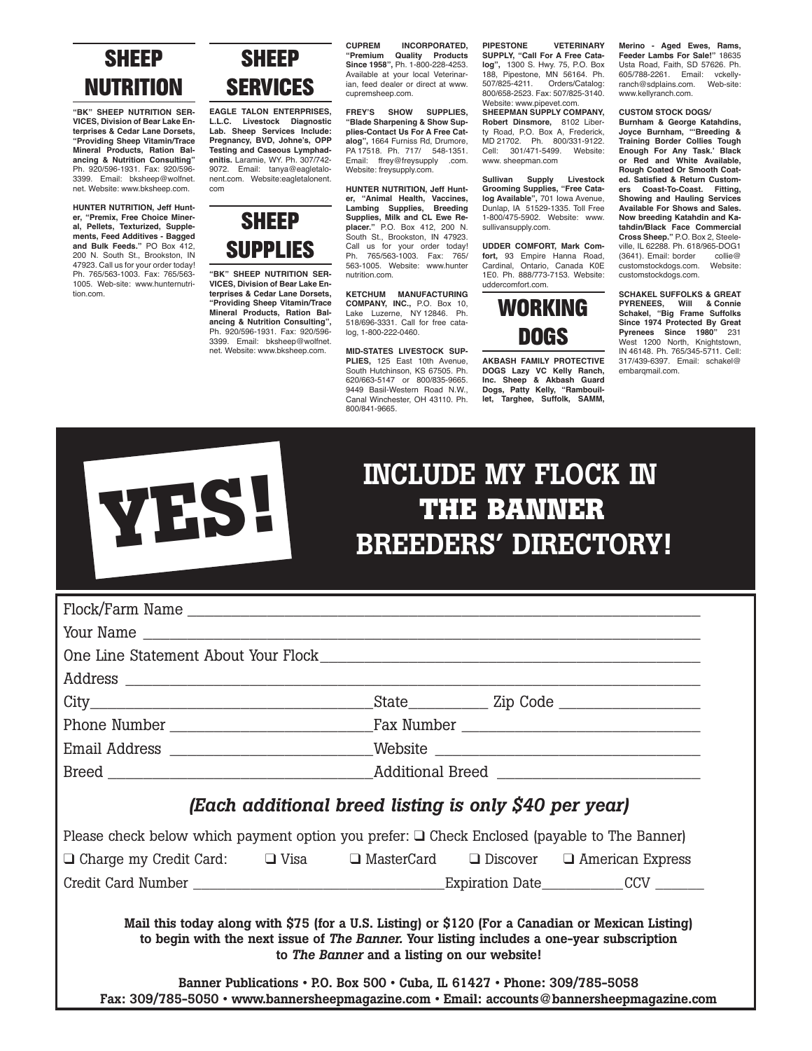## SHEEP NUTRITION

**"BK" SHEEP NUTRITION SERVICES, Division of Bear Lake Enterprises & Cedar Lane Dorsets, "Providing Sheep Vitamin/Trace Mineral Products, Ration Balancing & Nutrition Consulting"** Ph. 920/596-1931. Fax: 920/596-3399. Email: bksheep@wolfnet.net. Website: www.bksheep.com.

**HUNTER NUTRITION, Jeff Hunter, "Premix, Free Choice Mineral, Pellets, Texturized, Supplements, Feed Additives - Bagged and Bulk Feeds."** PO Box 412, 200 N. South St., Brookston, IN 47923. Call us for your order today! Ph. 765/563-1003. Fax: 765/563-1005. Web-site: www.hunternutrition.com.

## SHEEP SERVICES

**EAGLE TALON ENTERPRISES, L.L.C. Livestock Diagnostic Lab. Sheep Services Include: Pregnancy, BVD, Johne's, OPP Testing and Caseous Lymphadenitis.** Laramie, WY. Ph. 307/742-9072. Email: tanya@eagletalonent.com. Website:eagletalonent.com

## SHEEP SUPPLIES

**"BK" SHEEP NUTRITION SERVICES, Division of Bear Lake Enterprises & Cedar Lane Dorsets, "Providing Sheep Vitamin/Trace Mineral Products, Ration Balancing & Nutrition Consulting",** Ph. 920/596-1931. Fax: 920/596-3399. Email: bksheep@wolfnet.net. Website: www.bksheep.com.

**CUPREM INCORPORATED, "Premium Quality Products Since 1958",** Ph. 1-800-228-4253. Available at your local Veterinarian, feed dealer or direct at www.cupremsheep.com.

**FREY'S SHOW SUPPLIES, "Blade Sharpening & Show Supplies-Contact Us For A Free Catalog",** 1664 Furniss Rd, Drumore, PA 17518. Ph. 717/ 548-1351. Email: ffrey@freysupply .com. Website: freysupply.com.

**HUNTER NUTRITION, Jeff Hunter, "Animal Health, Vaccines, Lambing Supplies, Breeding Supplies, Milk and CL Ewe Replacer."** P.O. Box 412, 200 N. South St., Brookston, IN 47923. Call us for your order today! Ph. 765/563-1003. Fax: 765/563-1005. Website: www.hunternutrition.com.

**KETCHUM MANUFACTURING COMPANY, INC.,** P.O. Box 10, Lake Luzerne, NY 12846. Ph. 518/696-3331. Call for free catalog, 1-800-222-0460.

**MID-STATES LIVESTOCK SUPPLIES,** 125 East 10th Avenue, South Hutchinson, KS 67505. Ph. 620/663-5147 or 800/835-9665. 9449 Basil-Western Road N.W., Canal Winchester, OH 43110. Ph. 800/841-9665.

**PIPESTONE VETERINARY SUPPLY, "Call For A Free Catalog",** 1300 S. Hwy. 75, P.O. Box 188, Pipestone, MN 56164. Ph. 507/825-4211. Orders/Catalog: 800/658-2523. Fax: 507/825-3140. Website: www.pipevet.com.

**SHEEPMAN SUPPLY COMPANY, Robert Dinsmore,** 8102 Liberty Road, P.O. Box A, Frederick, MD 21702. Ph. 800/331-9122. Cell: 301/471-5499. Website: www.sheepman.com

**Sullivan Supply Livestock Grooming Supplies, "Free Catalog Available",** 701 Iowa Avenue, Dunlap, IA 51529-1335. Toll Free 1-800/475-5902. Website: www.sullivansupply.com.

**UDDER COMFORT, Mark Comfort,** 93 Empire Hanna Road, Cardinal, Ontario, Canada K0E 1E0. Ph. 888/773-7153. Website: uddercomfort.com.

## WORKING DOGS

**AKBASH FAMILY PROTECTIVE DOGS Lazy VC Kelly Ranch, Inc. Sheep & Akbash Guard Dogs, Patty Kelly, "Rambouillet, Targhee, Suffolk, SAMM, Merino - Aged Ewes, Rams, Feeder Lambs For Sale!"** 18635 Usta Road, Faith, SD 57626. Ph. 605/788-2261. Email: vckellyranch@sdplains.com. Web-site: www.kellyranch.com.

**CUSTOM STOCK DOGS/ Burnham & George Katahdins, Joyce Burnham, "'Breeding & Training Border Collies Tough Enough For Any Task.' Black or Red and White Available, Rough Coated Or Smooth Coated. Satisfied & Return Customers Coast-To-Coast. Fitting, Showing and Hauling Services Available For Shows and Sales. Now breeding Katahdin and Katahdin/Black Face Commercial Cross Sheep."** P.O. Box 2, Steeleville, IL 62288. Ph. 618/965-DOG1 (3641). Email: border collie@customstockdogs.com. Website: customstockdogs.com.

**SCHAKEL SUFFOLKS & GREAT PYRENEES, Will & Connie Schakel, "Big Frame Suffolks Since 1974 Protected By Great Pyrenees Since 1980"** 231 West 1200 North, Knightstown, IN 46148. Ph. 765/345-5711. Cell: 317/439-6397. Email: schakel@embarqmail.com.

# YES! INCLUDE MY FLOCK IN THE BANNER BREEDERS' DIRECTORY!

Flock/Farm Name ______________________________

Your Name ______________________________

One Line Statement About Your Flock ______________________________

Address ______________________________

City ______________ State __________ Zip Code ______________

Phone Number ______________ Fax Number ______________

Email Address ______________ Website ______________

Breed ______________ Additional Breed ______________

*(Each additional breed listing is only $40 per year)*

Please check below which payment option you prefer: ❑ Check Enclosed (payable to The Banner)

❑ Charge my Credit Card: ❑ Visa ❑ MasterCard ❑ Discover ❑ American Express

Credit Card Number ______________ Expiration Date __________ CCV _______

**Mail this today along with $75 (for a U.S. Listing) or $120 (For a Canadian or Mexican Listing) to begin with the next issue of *The Banner.* Your listing includes a one-year subscription to *The Banner* and a listing on our website!**

**Banner Publications • P.O. Box 500 • Cuba, IL 61427 • Phone: 309/785-5058**
**Fax: 309/785-5050 • www.bannersheepmagazine.com • Email: accounts@bannersheepmagazine.com**